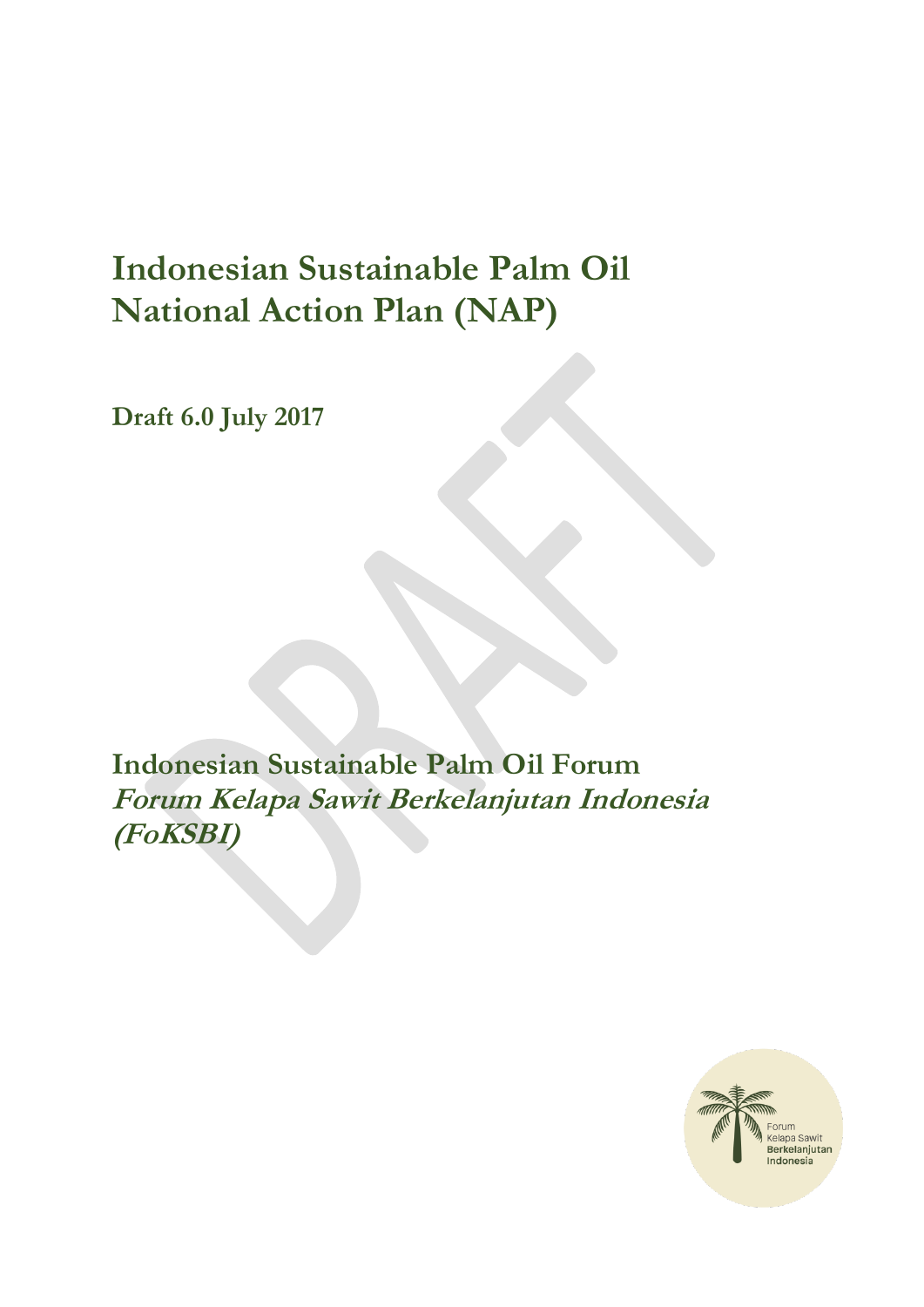# Indonesian Sustainable Palm Oil National Action Plan (NAP)

**Draft 6.0 July 2017**

**Indonesian Sustainable Palm Oil Forum**
***Forum Kelapa Sawit Berkelanjutan Indonesia (FoKSBI)***

Forum Kelapa Sawit **Berkelanjutan Indonesia**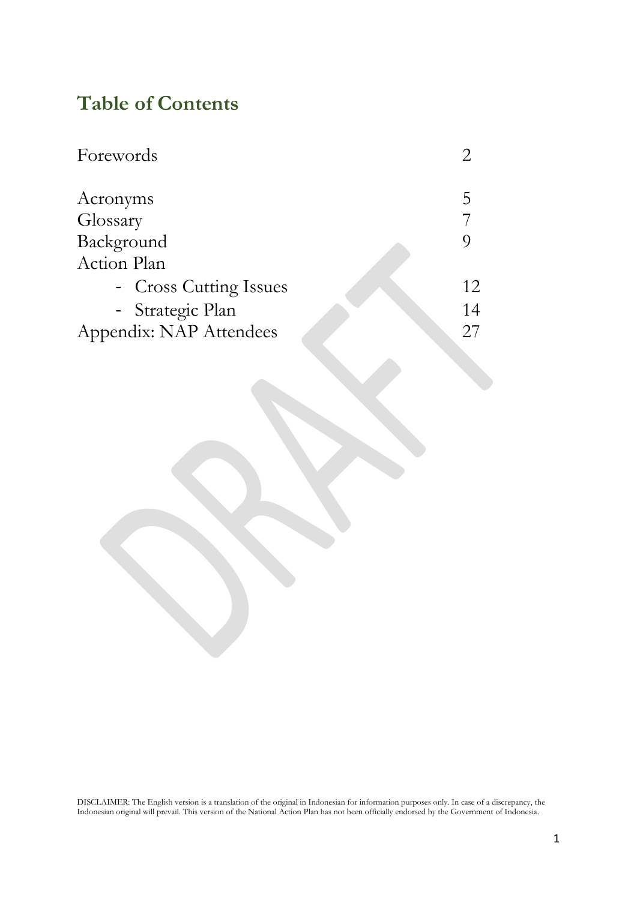# Table of Contents

| | |
|---|---|
| Forewords | 2 |
| Acronyms | 5 |
| Glossary | 7 |
| Background | 9 |
| Action Plan | |
| - Cross Cutting Issues | 12 |
| - Strategic Plan | 14 |
| Appendix: NAP Attendees | 27 |

DISCLAIMER: The English version is a translation of the original in Indonesian for information purposes only. In case of a discrepancy, the Indonesian original will prevail. This version of the National Action Plan has not been officially endorsed by the Government of Indonesia.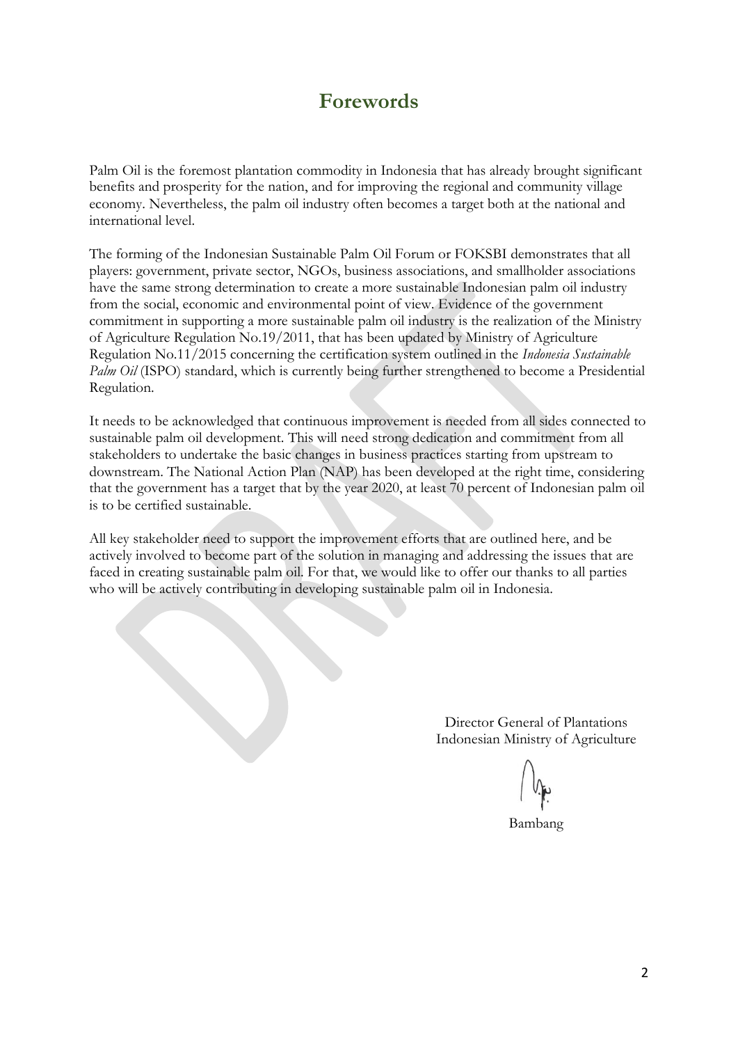# Forewords

Palm Oil is the foremost plantation commodity in Indonesia that has already brought significant benefits and prosperity for the nation, and for improving the regional and community village economy. Nevertheless, the palm oil industry often becomes a target both at the national and international level.

The forming of the Indonesian Sustainable Palm Oil Forum or FOKSBI demonstrates that all players: government, private sector, NGOs, business associations, and smallholder associations have the same strong determination to create a more sustainable Indonesian palm oil industry from the social, economic and environmental point of view. Evidence of the government commitment in supporting a more sustainable palm oil industry is the realization of the Ministry of Agriculture Regulation No.19/2011, that has been updated by Ministry of Agriculture Regulation No.11/2015 concerning the certification system outlined in the *Indonesia Sustainable Palm Oil* (ISPO) standard, which is currently being further strengthened to become a Presidential Regulation.

It needs to be acknowledged that continuous improvement is needed from all sides connected to sustainable palm oil development. This will need strong dedication and commitment from all stakeholders to undertake the basic changes in business practices starting from upstream to downstream. The National Action Plan (NAP) has been developed at the right time, considering that the government has a target that by the year 2020, at least 70 percent of Indonesian palm oil is to be certified sustainable.

All key stakeholder need to support the improvement efforts that are outlined here, and be actively involved to become part of the solution in managing and addressing the issues that are faced in creating sustainable palm oil. For that, we would like to offer our thanks to all parties who will be actively contributing in developing sustainable palm oil in Indonesia.

Director General of Plantations
Indonesian Ministry of Agriculture

Bambang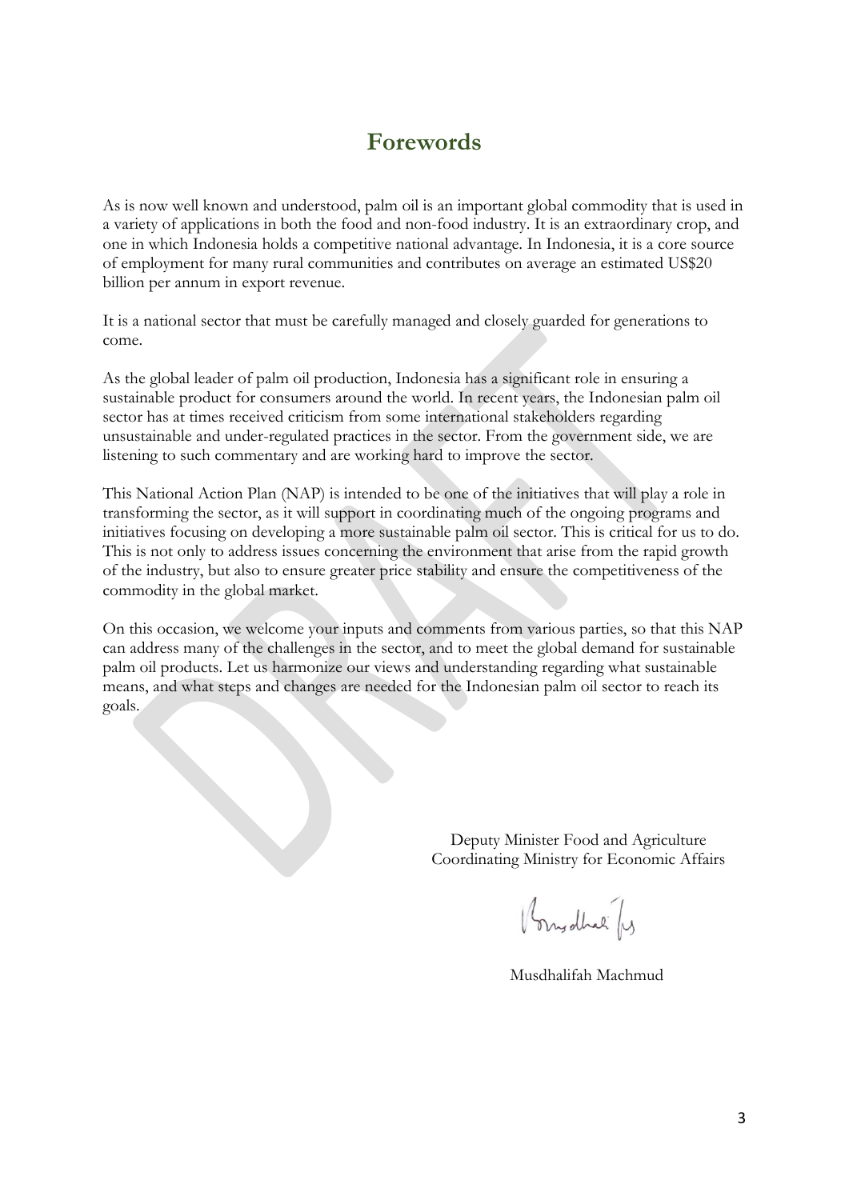# Forewords

As is now well known and understood, palm oil is an important global commodity that is used in a variety of applications in both the food and non-food industry. It is an extraordinary crop, and one in which Indonesia holds a competitive national advantage. In Indonesia, it is a core source of employment for many rural communities and contributes on average an estimated US$20 billion per annum in export revenue.

It is a national sector that must be carefully managed and closely guarded for generations to come.

As the global leader of palm oil production, Indonesia has a significant role in ensuring a sustainable product for consumers around the world. In recent years, the Indonesian palm oil sector has at times received criticism from some international stakeholders regarding unsustainable and under-regulated practices in the sector. From the government side, we are listening to such commentary and are working hard to improve the sector.

This National Action Plan (NAP) is intended to be one of the initiatives that will play a role in transforming the sector, as it will support in coordinating much of the ongoing programs and initiatives focusing on developing a more sustainable palm oil sector. This is critical for us to do. This is not only to address issues concerning the environment that arise from the rapid growth of the industry, but also to ensure greater price stability and ensure the competitiveness of the commodity in the global market.

On this occasion, we welcome your inputs and comments from various parties, so that this NAP can address many of the challenges in the sector, and to meet the global demand for sustainable palm oil products. Let us harmonize our views and understanding regarding what sustainable means, and what steps and changes are needed for the Indonesian palm oil sector to reach its goals.

Deputy Minister Food and Agriculture
Coordinating Ministry for Economic Affairs

Musdhalifah Machmud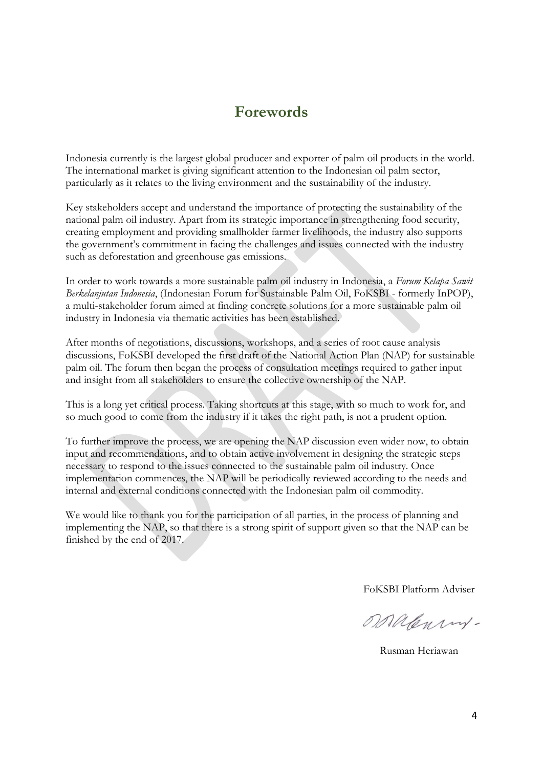# Forewords

Indonesia currently is the largest global producer and exporter of palm oil products in the world. The international market is giving significant attention to the Indonesian oil palm sector, particularly as it relates to the living environment and the sustainability of the industry.

Key stakeholders accept and understand the importance of protecting the sustainability of the national palm oil industry. Apart from its strategic importance in strengthening food security, creating employment and providing smallholder farmer livelihoods, the industry also supports the government's commitment in facing the challenges and issues connected with the industry such as deforestation and greenhouse gas emissions.

In order to work towards a more sustainable palm oil industry in Indonesia, a *Forum Kelapa Sawit Berkelanjutan Indonesia*, (Indonesian Forum for Sustainable Palm Oil, FoKSBI - formerly InPOP), a multi-stakeholder forum aimed at finding concrete solutions for a more sustainable palm oil industry in Indonesia via thematic activities has been established.

After months of negotiations, discussions, workshops, and a series of root cause analysis discussions, FoKSBI developed the first draft of the National Action Plan (NAP) for sustainable palm oil. The forum then began the process of consultation meetings required to gather input and insight from all stakeholders to ensure the collective ownership of the NAP.

This is a long yet critical process. Taking shortcuts at this stage, with so much to work for, and so much good to come from the industry if it takes the right path, is not a prudent option.

To further improve the process, we are opening the NAP discussion even wider now, to obtain input and recommendations, and to obtain active involvement in designing the strategic steps necessary to respond to the issues connected to the sustainable palm oil industry. Once implementation commences, the NAP will be periodically reviewed according to the needs and internal and external conditions connected with the Indonesian palm oil commodity.

We would like to thank you for the participation of all parties, in the process of planning and implementing the NAP, so that there is a strong spirit of support given so that the NAP can be finished by the end of 2017.

FoKSBI Platform Adviser

Rusman Heriawan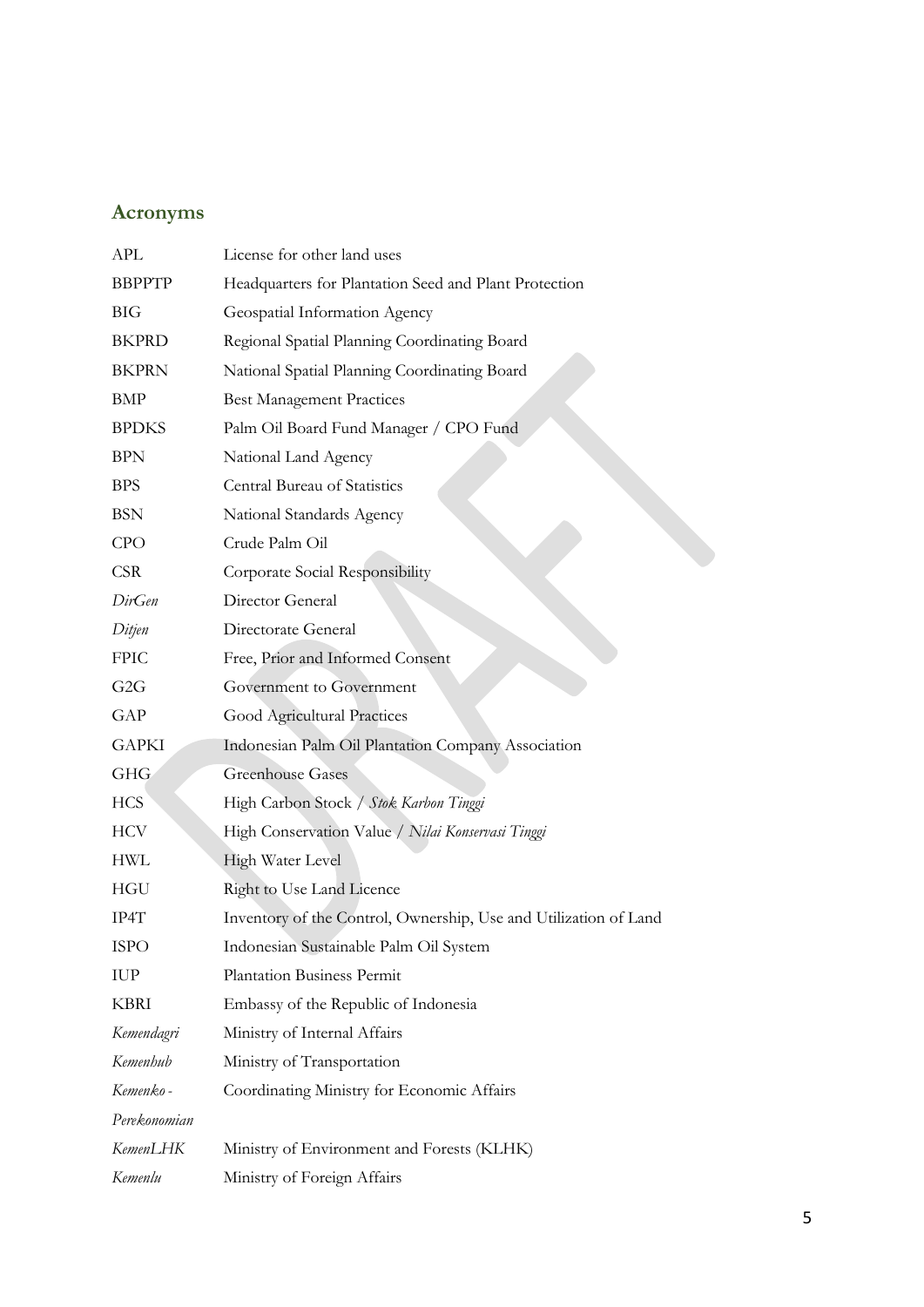## Acronyms

| | |
|---|---|
| APL | License for other land uses |
| BBPPTP | Headquarters for Plantation Seed and Plant Protection |
| BIG | Geospatial Information Agency |
| BKPRD | Regional Spatial Planning Coordinating Board |
| BKPRN | National Spatial Planning Coordinating Board |
| BMP | Best Management Practices |
| BPDKS | Palm Oil Board Fund Manager / CPO Fund |
| BPN | National Land Agency |
| BPS | Central Bureau of Statistics |
| BSN | National Standards Agency |
| CPO | Crude Palm Oil |
| CSR | Corporate Social Responsibility |
| *DirGen* | Director General |
| *Ditjen* | Directorate General |
| FPIC | Free, Prior and Informed Consent |
| G2G | Government to Government |
| GAP | Good Agricultural Practices |
| GAPKI | Indonesian Palm Oil Plantation Company Association |
| GHG | Greenhouse Gases |
| HCS | High Carbon Stock / *Stok Karbon Tinggi* |
| HCV | High Conservation Value / *Nilai Konservasi Tinggi* |
| HWL | High Water Level |
| HGU | Right to Use Land Licence |
| IP4T | Inventory of the Control, Ownership, Use and Utilization of Land |
| ISPO | Indonesian Sustainable Palm Oil System |
| IUP | Plantation Business Permit |
| KBRI | Embassy of the Republic of Indonesia |
| *Kemendagri* | Ministry of Internal Affairs |
| *Kemenhub* | Ministry of Transportation |
| *Kemenko - Perekonomian* | Coordinating Ministry for Economic Affairs |
| *KemenLHK* | Ministry of Environment and Forests (KLHK) |
| *Kemenlu* | Ministry of Foreign Affairs |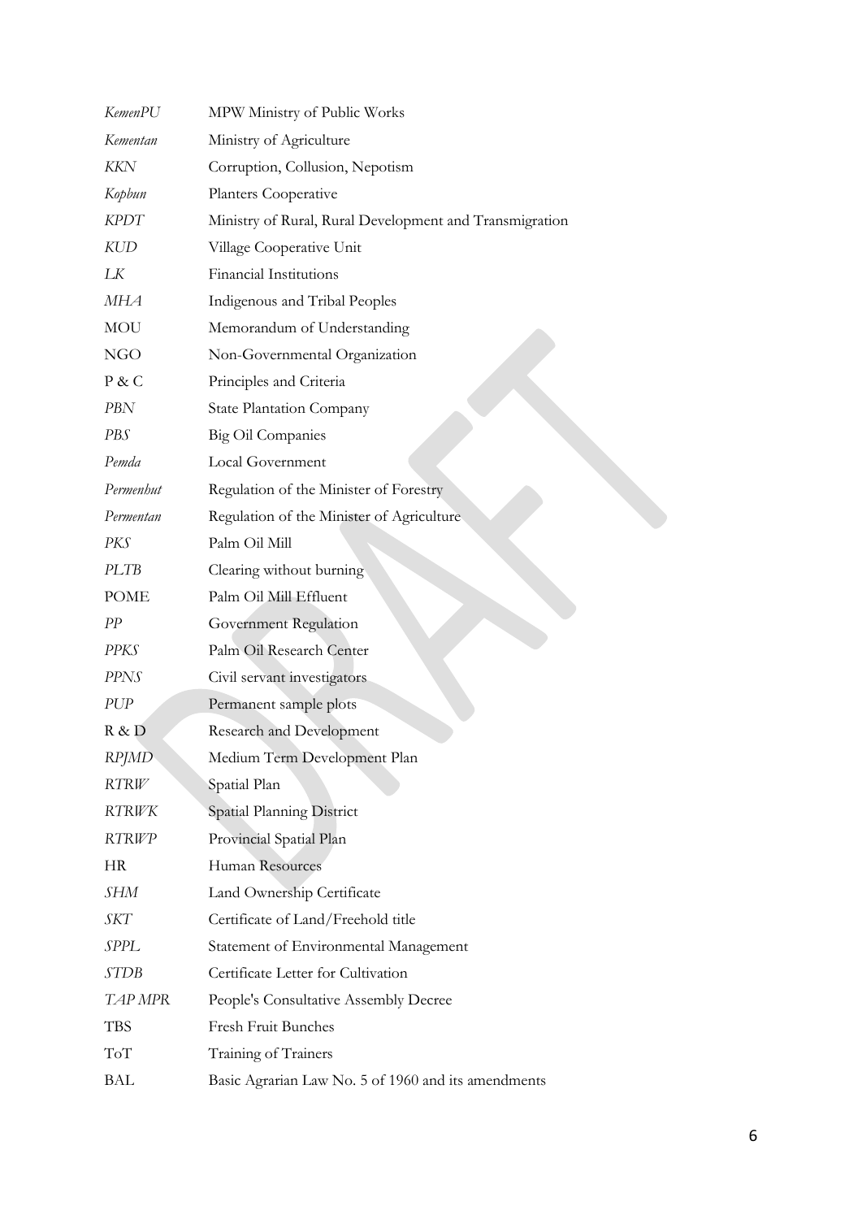| | |
|---|---|
| *KemenPU* | MPW Ministry of Public Works |
| *Kementan* | Ministry of Agriculture |
| *KKN* | Corruption, Collusion, Nepotism |
| *Kopbun* | Planters Cooperative |
| *KPDT* | Ministry of Rural, Rural Development and Transmigration |
| *KUD* | Village Cooperative Unit |
| *LK* | Financial Institutions |
| *MHA* | Indigenous and Tribal Peoples |
| MOU | Memorandum of Understanding |
| NGO | Non-Governmental Organization |
| P & C | Principles and Criteria |
| *PBN* | State Plantation Company |
| *PBS* | Big Oil Companies |
| *Pemda* | Local Government |
| *Permenhut* | Regulation of the Minister of Forestry |
| *Permentan* | Regulation of the Minister of Agriculture |
| *PKS* | Palm Oil Mill |
| *PLTB* | Clearing without burning |
| POME | Palm Oil Mill Effluent |
| *PP* | Government Regulation |
| *PPKS* | Palm Oil Research Center |
| *PPNS* | Civil servant investigators |
| *PUP* | Permanent sample plots |
| R & D | Research and Development |
| *RPJMD* | Medium Term Development Plan |
| *RTRW* | Spatial Plan |
| *RTRWK* | Spatial Planning District |
| *RTRWP* | Provincial Spatial Plan |
| HR | Human Resources |
| *SHM* | Land Ownership Certificate |
| *SKT* | Certificate of Land/Freehold title |
| *SPPL* | Statement of Environmental Management |
| *STDB* | Certificate Letter for Cultivation |
| *TAP MPR* | People's Consultative Assembly Decree |
| TBS | Fresh Fruit Bunches |
| ToT | Training of Trainers |
| BAL | Basic Agrarian Law No. 5 of 1960 and its amendments |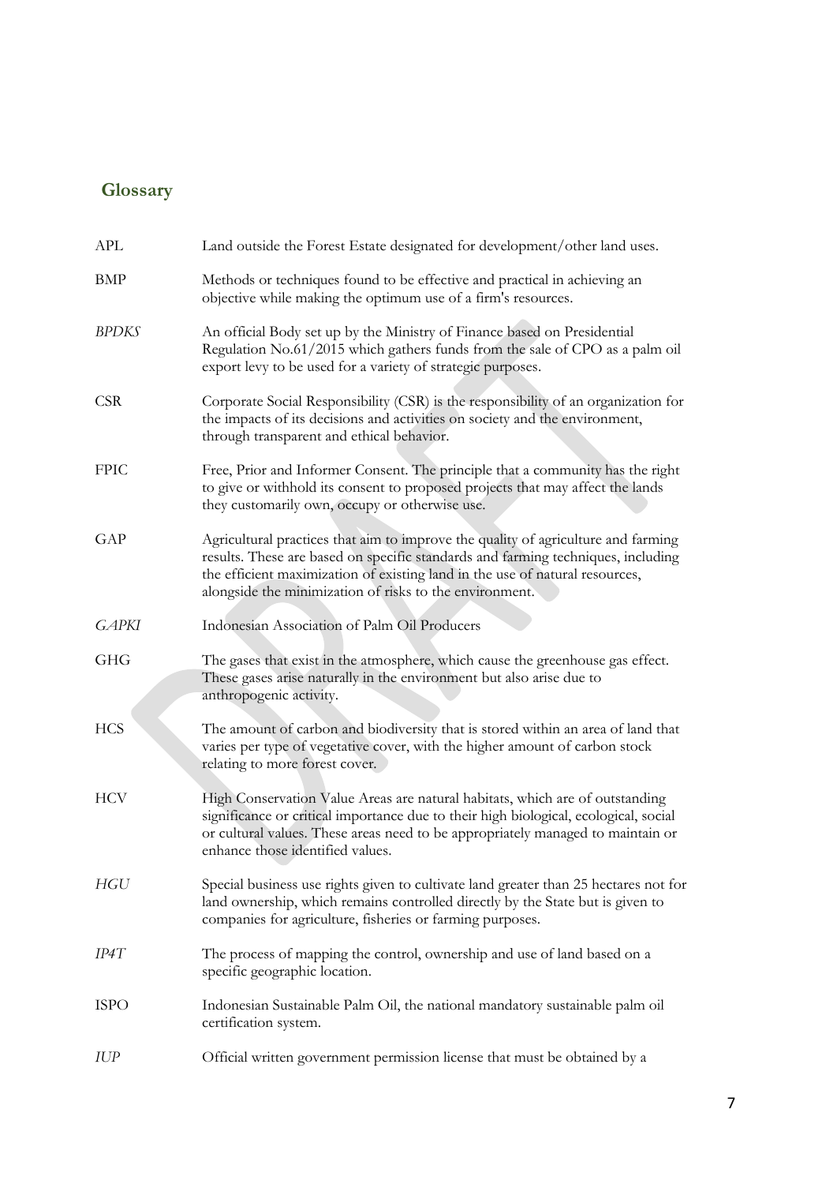## Glossary

| | |
|---|---|
| APL | Land outside the Forest Estate designated for development/other land uses. |
| BMP | Methods or techniques found to be effective and practical in achieving an objective while making the optimum use of a firm's resources. |
| *BPDKS* | An official Body set up by the Ministry of Finance based on Presidential Regulation No.61/2015 which gathers funds from the sale of CPO as a palm oil export levy to be used for a variety of strategic purposes. |
| CSR | Corporate Social Responsibility (CSR) is the responsibility of an organization for the impacts of its decisions and activities on society and the environment, through transparent and ethical behavior. |
| FPIC | Free, Prior and Informer Consent. The principle that a community has the right to give or withhold its consent to proposed projects that may affect the lands they customarily own, occupy or otherwise use. |
| GAP | Agricultural practices that aim to improve the quality of agriculture and farming results. These are based on specific standards and farming techniques, including the efficient maximization of existing land in the use of natural resources, alongside the minimization of risks to the environment. |
| *GAPKI* | Indonesian Association of Palm Oil Producers |
| GHG | The gases that exist in the atmosphere, which cause the greenhouse gas effect. These gases arise naturally in the environment but also arise due to anthropogenic activity. |
| HCS | The amount of carbon and biodiversity that is stored within an area of land that varies per type of vegetative cover, with the higher amount of carbon stock relating to more forest cover. |
| HCV | High Conservation Value Areas are natural habitats, which are of outstanding significance or critical importance due to their high biological, ecological, social or cultural values. These areas need to be appropriately managed to maintain or enhance those identified values. |
| *HGU* | Special business use rights given to cultivate land greater than 25 hectares not for land ownership, which remains controlled directly by the State but is given to companies for agriculture, fisheries or farming purposes. |
| *IP4T* | The process of mapping the control, ownership and use of land based on a specific geographic location. |
| ISPO | Indonesian Sustainable Palm Oil, the national mandatory sustainable palm oil certification system. |
| *IUP* | Official written government permission license that must be obtained by a |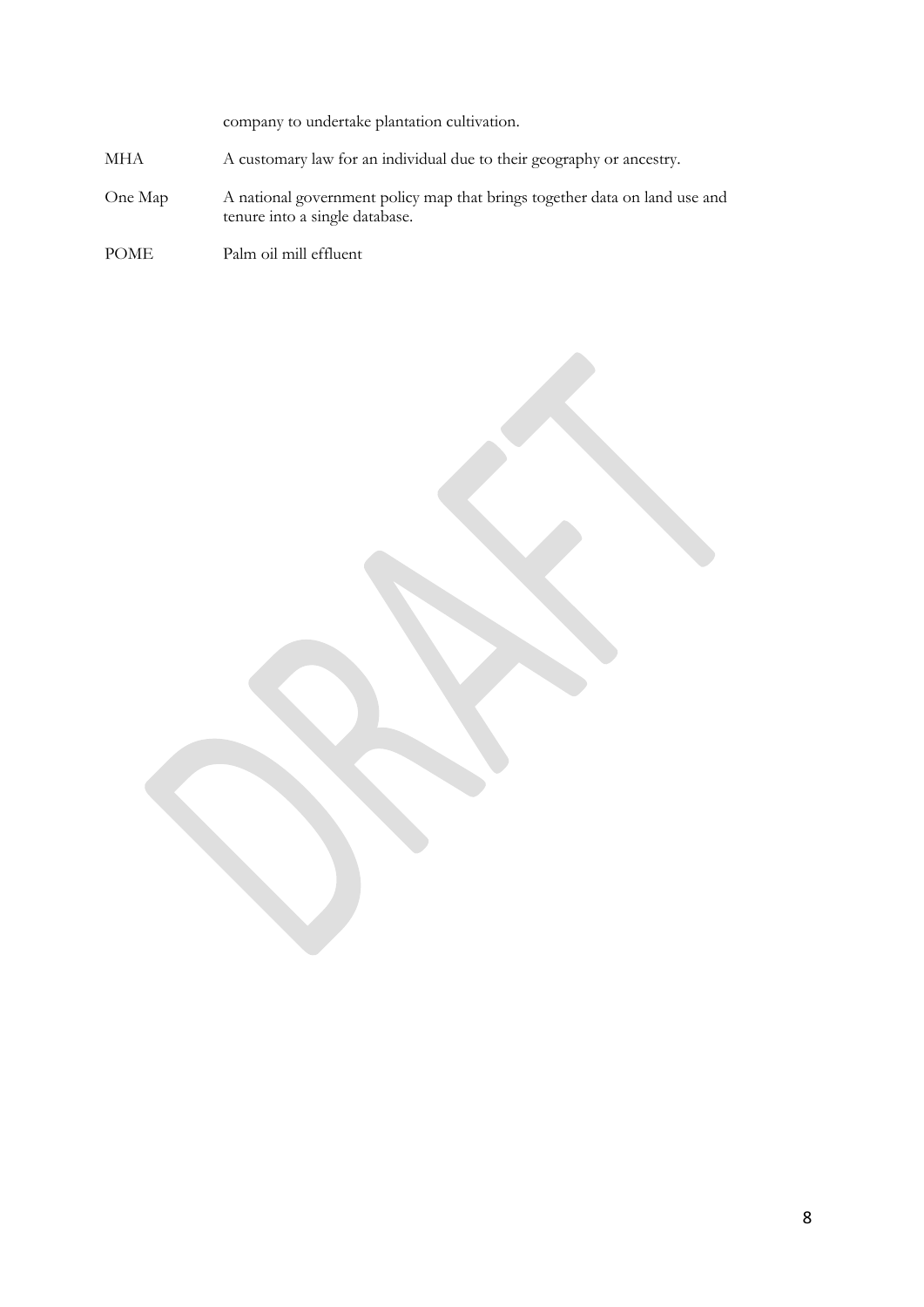| | |
|---|---|
| | company to undertake plantation cultivation. |
| MHA | A customary law for an individual due to their geography or ancestry. |
| One Map | A national government policy map that brings together data on land use and tenure into a single database. |
| POME | Palm oil mill effluent |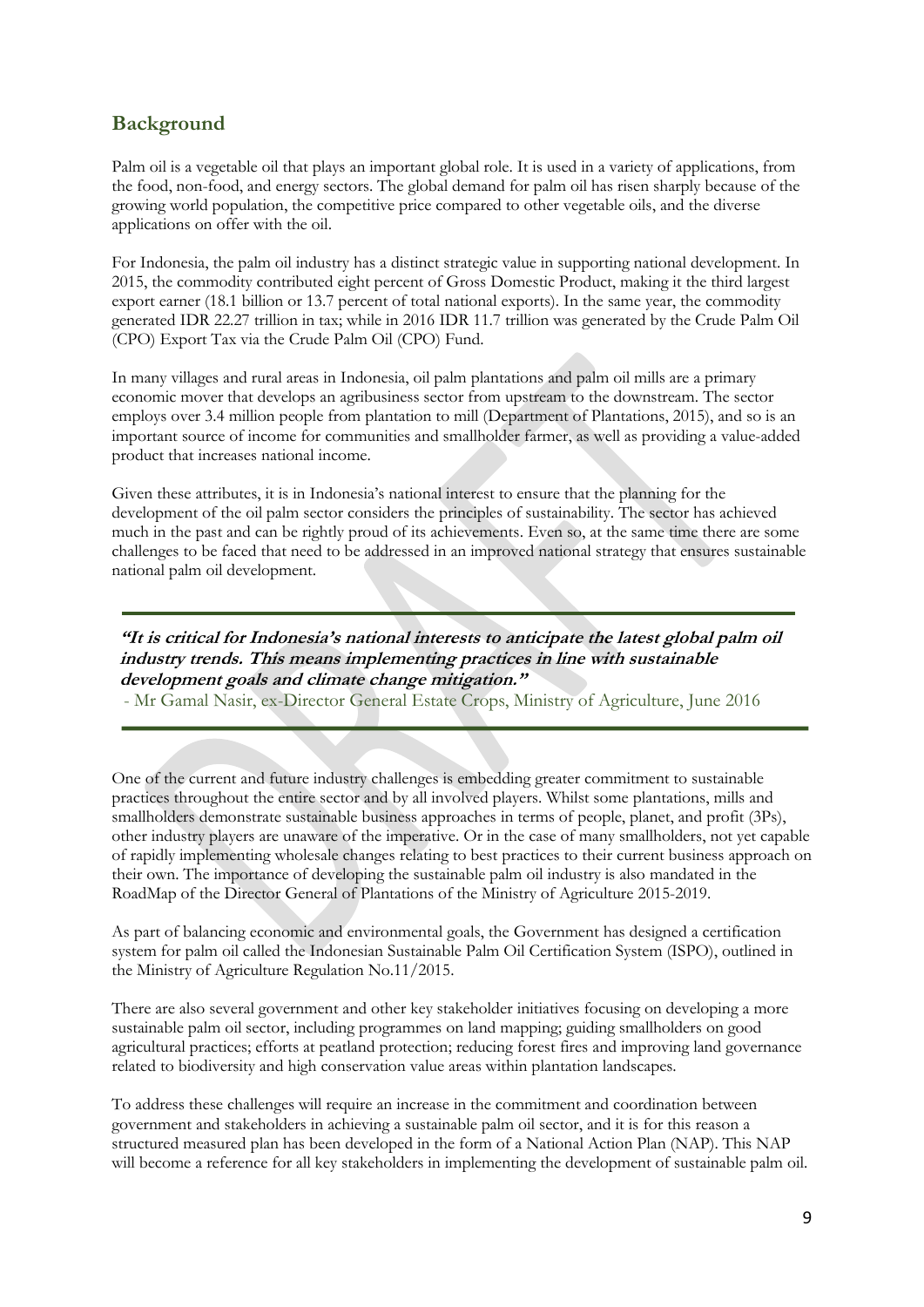## Background

Palm oil is a vegetable oil that plays an important global role. It is used in a variety of applications, from the food, non-food, and energy sectors. The global demand for palm oil has risen sharply because of the growing world population, the competitive price compared to other vegetable oils, and the diverse applications on offer with the oil.

For Indonesia, the palm oil industry has a distinct strategic value in supporting national development. In 2015, the commodity contributed eight percent of Gross Domestic Product, making it the third largest export earner (18.1 billion or 13.7 percent of total national exports). In the same year, the commodity generated IDR 22.27 trillion in tax; while in 2016 IDR 11.7 trillion was generated by the Crude Palm Oil (CPO) Export Tax via the Crude Palm Oil (CPO) Fund.

In many villages and rural areas in Indonesia, oil palm plantations and palm oil mills are a primary economic mover that develops an agribusiness sector from upstream to the downstream. The sector employs over 3.4 million people from plantation to mill (Department of Plantations, 2015), and so is an important source of income for communities and smallholder farmer, as well as providing a value-added product that increases national income.

Given these attributes, it is in Indonesia's national interest to ensure that the planning for the development of the oil palm sector considers the principles of sustainability. The sector has achieved much in the past and can be rightly proud of its achievements. Even so, at the same time there are some challenges to be faced that need to be addressed in an improved national strategy that ensures sustainable national palm oil development.

***"It is critical for Indonesia's national interests to anticipate the latest global palm oil industry trends. This means implementing practices in line with sustainable development goals and climate change mitigation."***

- Mr Gamal Nasir, ex-Director General Estate Crops, Ministry of Agriculture, June 2016

One of the current and future industry challenges is embedding greater commitment to sustainable practices throughout the entire sector and by all involved players. Whilst some plantations, mills and smallholders demonstrate sustainable business approaches in terms of people, planet, and profit (3Ps), other industry players are unaware of the imperative. Or in the case of many smallholders, not yet capable of rapidly implementing wholesale changes relating to best practices to their current business approach on their own. The importance of developing the sustainable palm oil industry is also mandated in the RoadMap of the Director General of Plantations of the Ministry of Agriculture 2015-2019.

As part of balancing economic and environmental goals, the Government has designed a certification system for palm oil called the Indonesian Sustainable Palm Oil Certification System (ISPO), outlined in the Ministry of Agriculture Regulation No.11/2015.

There are also several government and other key stakeholder initiatives focusing on developing a more sustainable palm oil sector, including programmes on land mapping; guiding smallholders on good agricultural practices; efforts at peatland protection; reducing forest fires and improving land governance related to biodiversity and high conservation value areas within plantation landscapes.

To address these challenges will require an increase in the commitment and coordination between government and stakeholders in achieving a sustainable palm oil sector, and it is for this reason a structured measured plan has been developed in the form of a National Action Plan (NAP). This NAP will become a reference for all key stakeholders in implementing the development of sustainable palm oil.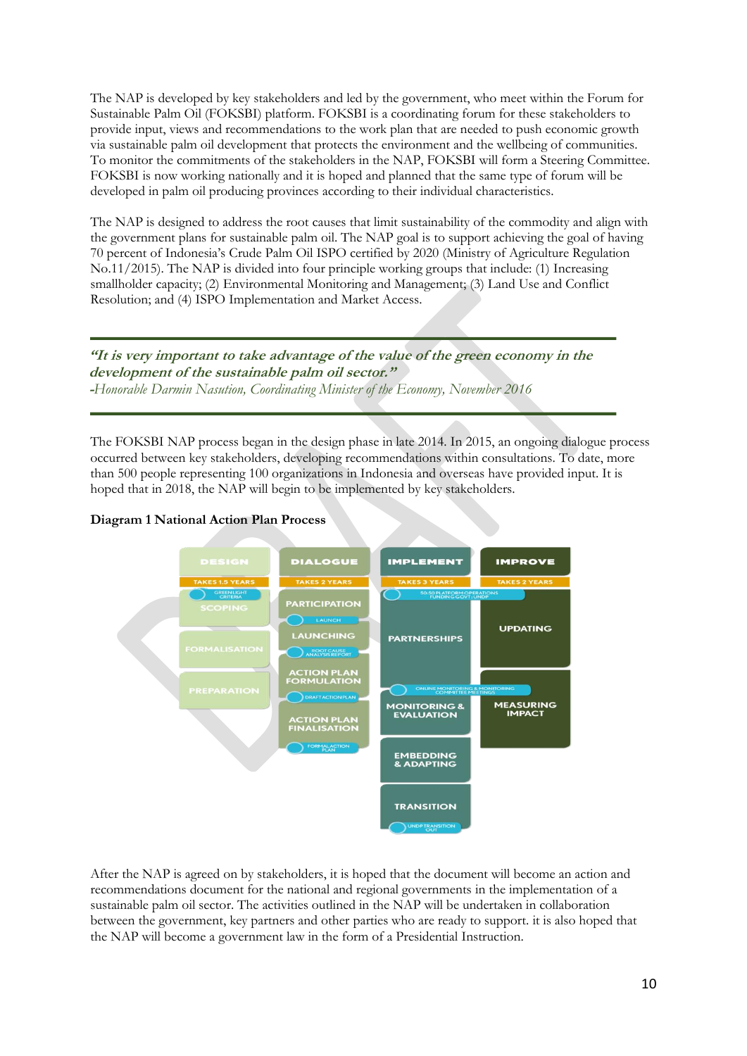The NAP is developed by key stakeholders and led by the government, who meet within the Forum for Sustainable Palm Oil (FOKSBI) platform. FOKSBI is a coordinating forum for these stakeholders to provide input, views and recommendations to the work plan that are needed to push economic growth via sustainable palm oil development that protects the environment and the wellbeing of communities. To monitor the commitments of the stakeholders in the NAP, FOKSBI will form a Steering Committee. FOKSBI is now working nationally and it is hoped and planned that the same type of forum will be developed in palm oil producing provinces according to their individual characteristics.

The NAP is designed to address the root causes that limit sustainability of the commodity and align with the government plans for sustainable palm oil. The NAP goal is to support achieving the goal of having 70 percent of Indonesia's Crude Palm Oil ISPO certified by 2020 (Ministry of Agriculture Regulation No.11/2015). The NAP is divided into four principle working groups that include: (1) Increasing smallholder capacity; (2) Environmental Monitoring and Management; (3) Land Use and Conflict Resolution; and (4) ISPO Implementation and Market Access.

---

***"It is very important to take advantage of the value of the green economy in the development of the sustainable palm oil sector."***
*-Honorable Darmin Nasution, Coordinating Minister of the Economy, November 2016*

---

The FOKSBI NAP process began in the design phase in late 2014. In 2015, an ongoing dialogue process occurred between key stakeholders, developing recommendations within consultations. To date, more than 500 people representing 100 organizations in Indonesia and overseas have provided input. It is hoped that in 2018, the NAP will begin to be implemented by key stakeholders.

**Diagram 1 National Action Plan Process**

DESIGN
TAKES 1.5 YEARS
GREENLIGHT CRITERIA
SCOPING
FORMALISATION
PREPARATION

DIALOGUE
TAKES 2 YEARS
PARTICIPATION
LAUNCH
LAUNCHING
ROOT CAUSE ANALYSIS REPORT
ACTION PLAN FORMULATION
DRAFT ACTION PLAN
ACTION PLAN FINALISATION
FORMAL ACTION PLAN

IMPLEMENT
TAKES 3 YEARS
50-50 PLATFORM OPERATIONS FUNDING GOVT : UNDP
PARTNERSHIPS
ONLINE MONITORING & MONITORING COMMITTEE MEETINGS
MONITORING & EVALUATION
EMBEDDING & ADAPTING
TRANSITION
UNDP TRANSITION OUT

IMPROVE
TAKES 2 YEARS
UPDATING
MEASURING IMPACT

After the NAP is agreed on by stakeholders, it is hoped that the document will become an action and recommendations document for the national and regional governments in the implementation of a sustainable palm oil sector. The activities outlined in the NAP will be undertaken in collaboration between the government, key partners and other parties who are ready to support. it is also hoped that the NAP will become a government law in the form of a Presidential Instruction.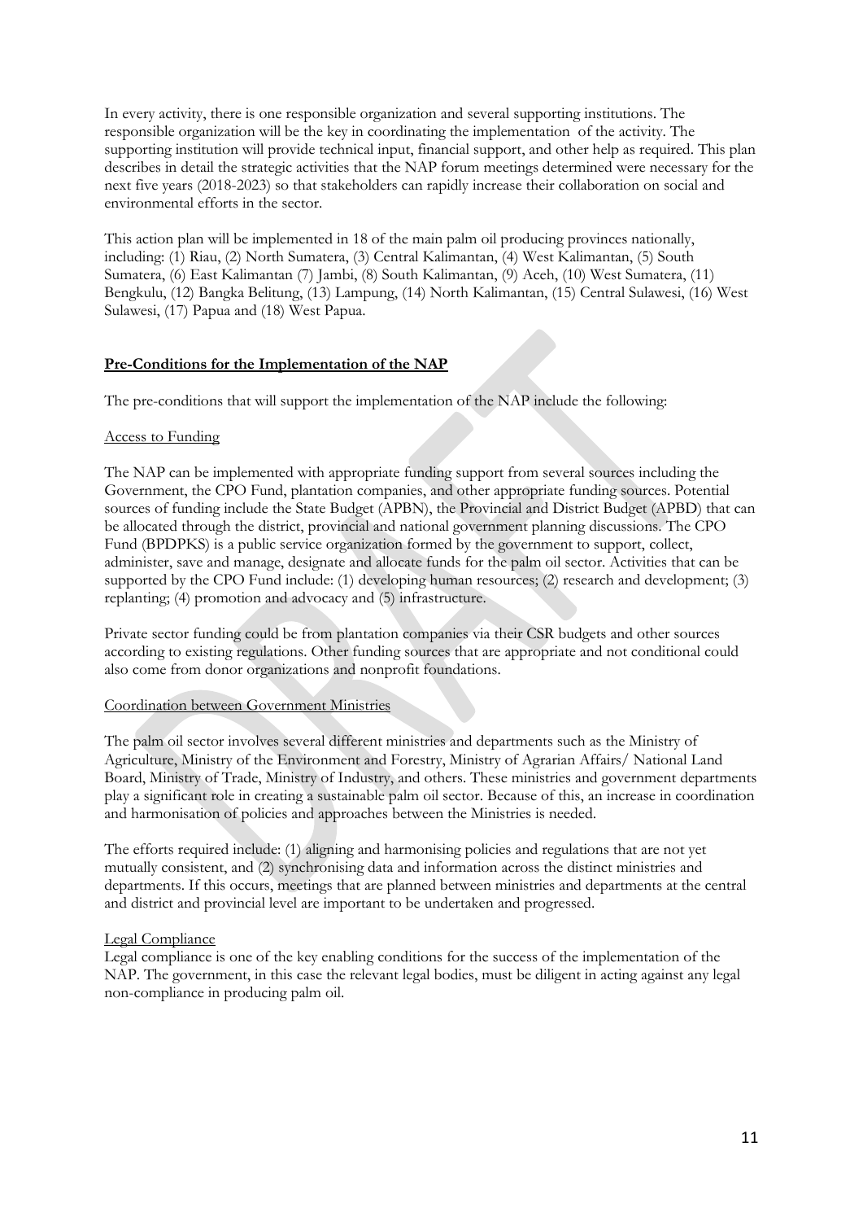In every activity, there is one responsible organization and several supporting institutions. The responsible organization will be the key in coordinating the implementation of the activity. The supporting institution will provide technical input, financial support, and other help as required. This plan describes in detail the strategic activities that the NAP forum meetings determined were necessary for the next five years (2018-2023) so that stakeholders can rapidly increase their collaboration on social and environmental efforts in the sector.

This action plan will be implemented in 18 of the main palm oil producing provinces nationally, including: (1) Riau, (2) North Sumatera, (3) Central Kalimantan, (4) West Kalimantan, (5) South Sumatera, (6) East Kalimantan (7) Jambi, (8) South Kalimantan, (9) Aceh, (10) West Sumatera, (11) Bengkulu, (12) Bangka Belitung, (13) Lampung, (14) North Kalimantan, (15) Central Sulawesi, (16) West Sulawesi, (17) Papua and (18) West Papua.

## Pre-Conditions for the Implementation of the NAP

The pre-conditions that will support the implementation of the NAP include the following:

### Access to Funding

The NAP can be implemented with appropriate funding support from several sources including the Government, the CPO Fund, plantation companies, and other appropriate funding sources. Potential sources of funding include the State Budget (APBN), the Provincial and District Budget (APBD) that can be allocated through the district, provincial and national government planning discussions. The CPO Fund (BPDPKS) is a public service organization formed by the government to support, collect, administer, save and manage, designate and allocate funds for the palm oil sector. Activities that can be supported by the CPO Fund include: (1) developing human resources; (2) research and development; (3) replanting; (4) promotion and advocacy and (5) infrastructure.

Private sector funding could be from plantation companies via their CSR budgets and other sources according to existing regulations. Other funding sources that are appropriate and not conditional could also come from donor organizations and nonprofit foundations.

### Coordination between Government Ministries

The palm oil sector involves several different ministries and departments such as the Ministry of Agriculture, Ministry of the Environment and Forestry, Ministry of Agrarian Affairs/ National Land Board, Ministry of Trade, Ministry of Industry, and others. These ministries and government departments play a significant role in creating a sustainable palm oil sector. Because of this, an increase in coordination and harmonisation of policies and approaches between the Ministries is needed.

The efforts required include: (1) aligning and harmonising policies and regulations that are not yet mutually consistent, and (2) synchronising data and information across the distinct ministries and departments. If this occurs, meetings that are planned between ministries and departments at the central and district and provincial level are important to be undertaken and progressed.

### Legal Compliance

Legal compliance is one of the key enabling conditions for the success of the implementation of the NAP. The government, in this case the relevant legal bodies, must be diligent in acting against any legal non-compliance in producing palm oil.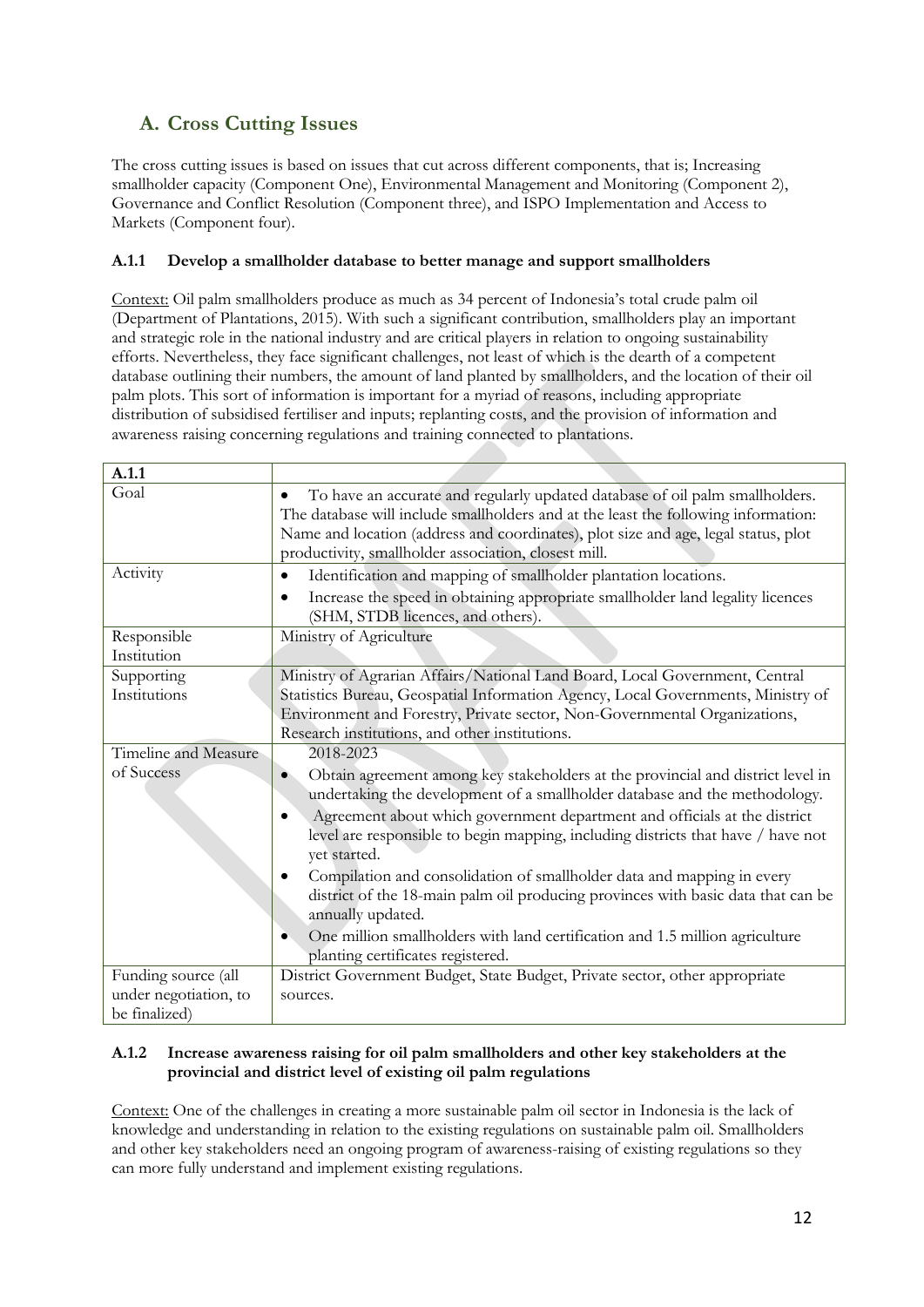## A. Cross Cutting Issues

The cross cutting issues is based on issues that cut across different components, that is; Increasing smallholder capacity (Component One), Environmental Management and Monitoring (Component 2), Governance and Conflict Resolution (Component three), and ISPO Implementation and Access to Markets (Component four).

### A.1.1 Develop a smallholder database to better manage and support smallholders

Context: Oil palm smallholders produce as much as 34 percent of Indonesia's total crude palm oil (Department of Plantations, 2015). With such a significant contribution, smallholders play an important and strategic role in the national industry and are critical players in relation to ongoing sustainability efforts. Nevertheless, they face significant challenges, not least of which is the dearth of a competent database outlining their numbers, the amount of land planted by smallholders, and the location of their oil palm plots. This sort of information is important for a myriad of reasons, including appropriate distribution of subsidised fertiliser and inputs; replanting costs, and the provision of information and awareness raising concerning regulations and training connected to plantations.

| A.1.1 | |
|---|---|
| Goal | • To have an accurate and regularly updated database of oil palm smallholders. The database will include smallholders and at the least the following information: Name and location (address and coordinates), plot size and age, legal status, plot productivity, smallholder association, closest mill. |
| Activity | • Identification and mapping of smallholder plantation locations.<br>• Increase the speed in obtaining appropriate smallholder land legality licences (SHM, STDB licences, and others). |
| Responsible Institution | Ministry of Agriculture |
| Supporting Institutions | Ministry of Agrarian Affairs/National Land Board, Local Government, Central Statistics Bureau, Geospatial Information Agency, Local Governments, Ministry of Environment and Forestry, Private sector, Non-Governmental Organizations, Research institutions, and other institutions. |
| Timeline and Measure of Success | 2018-2023<br>• Obtain agreement among key stakeholders at the provincial and district level in undertaking the development of a smallholder database and the methodology.<br>• Agreement about which government department and officials at the district level are responsible to begin mapping, including districts that have / have not yet started.<br>• Compilation and consolidation of smallholder data and mapping in every district of the 18-main palm oil producing provinces with basic data that can be annually updated.<br>• One million smallholders with land certification and 1.5 million agriculture planting certificates registered. |
| Funding source (all under negotiation, to be finalized) | District Government Budget, State Budget, Private sector, other appropriate sources. |

### A.1.2 Increase awareness raising for oil palm smallholders and other key stakeholders at the provincial and district level of existing oil palm regulations

Context: One of the challenges in creating a more sustainable palm oil sector in Indonesia is the lack of knowledge and understanding in relation to the existing regulations on sustainable palm oil. Smallholders and other key stakeholders need an ongoing program of awareness-raising of existing regulations so they can more fully understand and implement existing regulations.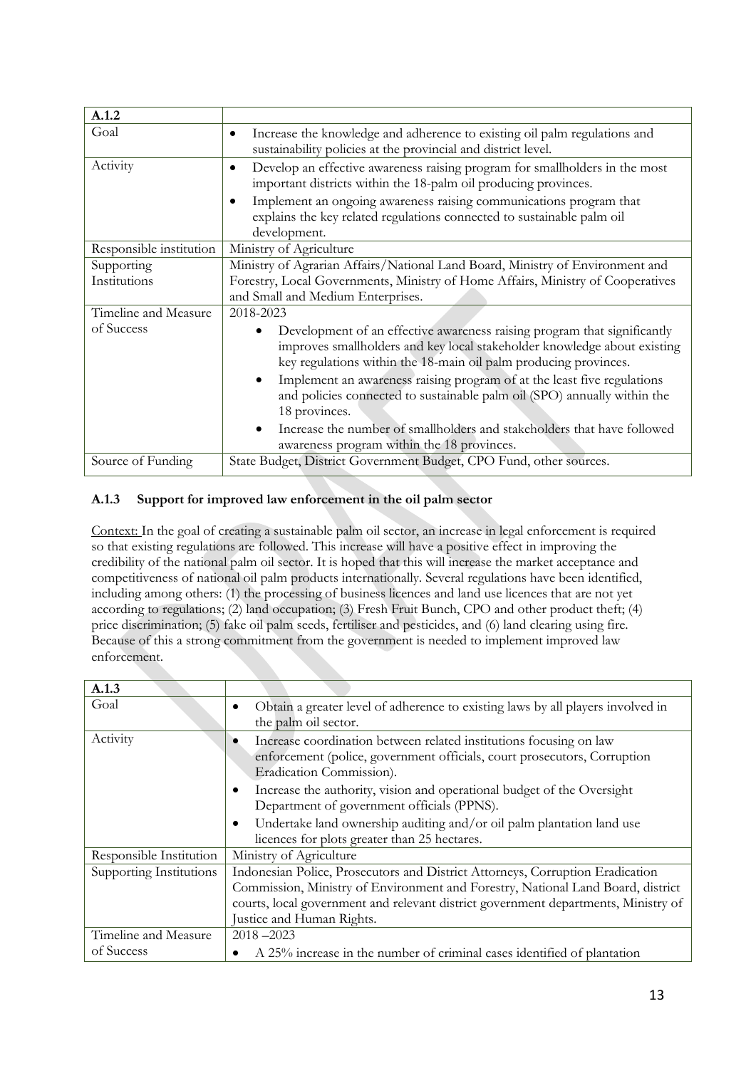| A.1.2 | |
|---|---|
| Goal | • Increase the knowledge and adherence to existing oil palm regulations and sustainability policies at the provincial and district level. |
| Activity | • Develop an effective awareness raising program for smallholders in the most important districts within the 18-palm oil producing provinces.<br>• Implement an ongoing awareness raising communications program that explains the key related regulations connected to sustainable palm oil development. |
| Responsible institution | Ministry of Agriculture |
| Supporting Institutions | Ministry of Agrarian Affairs/National Land Board, Ministry of Environment and Forestry, Local Governments, Ministry of Home Affairs, Ministry of Cooperatives and Small and Medium Enterprises. |
| Timeline and Measure of Success | 2018-2023<br>• Development of an effective awareness raising program that significantly improves smallholders and key local stakeholder knowledge about existing key regulations within the 18-main oil palm producing provinces.<br>• Implement an awareness raising program of at the least five regulations and policies connected to sustainable palm oil (SPO) annually within the 18 provinces.<br>• Increase the number of smallholders and stakeholders that have followed awareness program within the 18 provinces. |
| Source of Funding | State Budget, District Government Budget, CPO Fund, other sources. |

### A.1.3 Support for improved law enforcement in the oil palm sector

Context: In the goal of creating a sustainable palm oil sector, an increase in legal enforcement is required so that existing regulations are followed. This increase will have a positive effect in improving the credibility of the national palm oil sector. It is hoped that this will increase the market acceptance and competitiveness of national oil palm products internationally. Several regulations have been identified, including among others: (1) the processing of business licences and land use licences that are not yet according to regulations; (2) land occupation; (3) Fresh Fruit Bunch, CPO and other product theft; (4) price discrimination; (5) fake oil palm seeds, fertiliser and pesticides, and (6) land clearing using fire. Because of this a strong commitment from the government is needed to implement improved law enforcement.

| A.1.3 | |
|---|---|
| Goal | • Obtain a greater level of adherence to existing laws by all players involved in the palm oil sector. |
| Activity | • Increase coordination between related institutions focusing on law enforcement (police, government officials, court prosecutors, Corruption Eradication Commission).<br>• Increase the authority, vision and operational budget of the Oversight Department of government officials (PPNS).<br>• Undertake land ownership auditing and/or oil palm plantation land use licences for plots greater than 25 hectares. |
| Responsible Institution | Ministry of Agriculture |
| Supporting Institutions | Indonesian Police, Prosecutors and District Attorneys, Corruption Eradication Commission, Ministry of Environment and Forestry, National Land Board, district courts, local government and relevant district government departments, Ministry of Justice and Human Rights. |
| Timeline and Measure of Success | 2018 –2023<br>• A 25% increase in the number of criminal cases identified of plantation |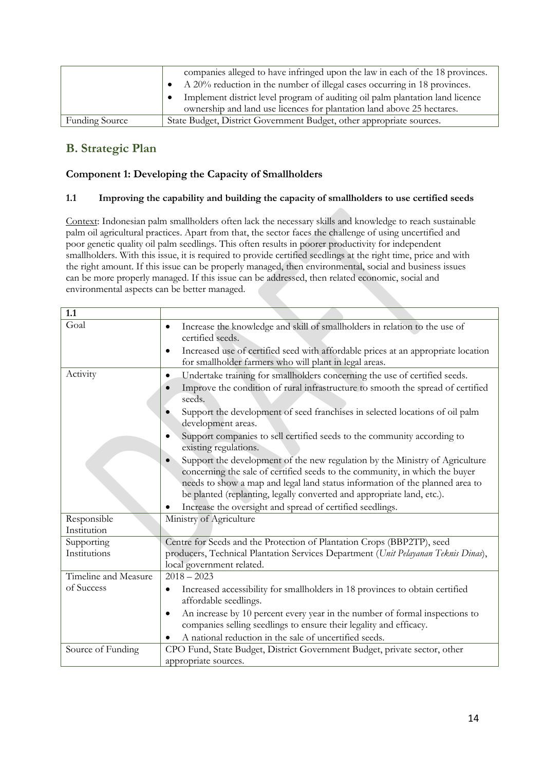| | |
|---|---|
| | companies alleged to have infringed upon the law in each of the 18 provinces.<br>• A 20% reduction in the number of illegal cases occurring in 18 provinces.<br>• Implement district level program of auditing oil palm plantation land licence ownership and land use licences for plantation land above 25 hectares. |
| Funding Source | State Budget, District Government Budget, other appropriate sources. |

## B. Strategic Plan

### Component 1: Developing the Capacity of Smallholders

#### 1.1 Improving the capability and building the capacity of smallholders to use certified seeds

Context: Indonesian palm smallholders often lack the necessary skills and knowledge to reach sustainable palm oil agricultural practices. Apart from that, the sector faces the challenge of using uncertified and poor genetic quality oil palm seedlings. This often results in poorer productivity for independent smallholders. With this issue, it is required to provide certified seedlings at the right time, price and with the right amount. If this issue can be properly managed, then environmental, social and business issues can be more properly managed. If this issue can be addressed, then related economic, social and environmental aspects can be better managed.

| 1.1 | |
|---|---|
| Goal | • Increase the knowledge and skill of smallholders in relation to the use of certified seeds.<br>• Increased use of certified seed with affordable prices at an appropriate location for smallholder farmers who will plant in legal areas. |
| Activity | • Undertake training for smallholders concerning the use of certified seeds.<br>• Improve the condition of rural infrastructure to smooth the spread of certified seeds.<br>• Support the development of seed franchises in selected locations of oil palm development areas.<br>• Support companies to sell certified seeds to the community according to existing regulations.<br>• Support the development of the new regulation by the Ministry of Agriculture concerning the sale of certified seeds to the community, in which the buyer needs to show a map and legal land status information of the planned area to be planted (replanting, legally converted and appropriate land, etc.).<br>• Increase the oversight and spread of certified seedlings. |
| Responsible Institution | Ministry of Agriculture |
| Supporting Institutions | Centre for Seeds and the Protection of Plantation Crops (BBP2TP), seed producers, Technical Plantation Services Department (*Unit Pelayanan Teknis Dinas*), local government related. |
| Timeline and Measure of Success | 2018 – 2023<br>• Increased accessibility for smallholders in 18 provinces to obtain certified affordable seedlings.<br>• An increase by 10 percent every year in the number of formal inspections to companies selling seedlings to ensure their legality and efficacy.<br>• A national reduction in the sale of uncertified seeds. |
| Source of Funding | CPO Fund, State Budget, District Government Budget, private sector, other appropriate sources. |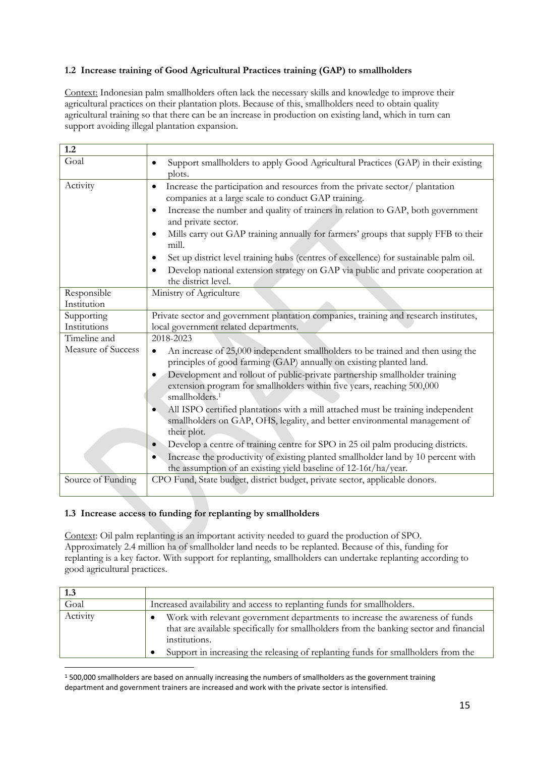### 1.2 Increase training of Good Agricultural Practices training (GAP) to smallholders

Context: Indonesian palm smallholders often lack the necessary skills and knowledge to improve their agricultural practices on their plantation plots. Because of this, smallholders need to obtain quality agricultural training so that there can be an increase in production on existing land, which in turn can support avoiding illegal plantation expansion.

| 1.2 | |
|---|---|
| Goal | • Support smallholders to apply Good Agricultural Practices (GAP) in their existing plots. |
| Activity | • Increase the participation and resources from the private sector/ plantation companies at a large scale to conduct GAP training.<br>• Increase the number and quality of trainers in relation to GAP, both government and private sector.<br>• Mills carry out GAP training annually for farmers' groups that supply FFB to their mill.<br>• Set up district level training hubs (centres of excellence) for sustainable palm oil.<br>• Develop national extension strategy on GAP via public and private cooperation at the district level. |
| Responsible Institution | Ministry of Agriculture |
| Supporting Institutions | Private sector and government plantation companies, training and research institutes, local government related departments. |
| Timeline and Measure of Success | 2018-2023<br>• An increase of 25,000 independent smallholders to be trained and then using the principles of good farming (GAP) annually on existing planted land.<br>• Development and rollout of public-private partnership smallholder training extension program for smallholders within five years, reaching 500,000 smallholders.[1]<br>• All ISPO certified plantations with a mill attached must be training independent smallholders on GAP, OHS, legality, and better environmental management of their plot.<br>• Develop a centre of training centre for SPO in 25 oil palm producing districts.<br>• Increase the productivity of existing planted smallholder land by 10 percent with the assumption of an existing yield baseline of 12-16t/ha/year. |
| Source of Funding | CPO Fund, State budget, district budget, private sector, applicable donors. |

### 1.3 Increase access to funding for replanting by smallholders

Context: Oil palm replanting is an important activity needed to guard the production of SPO. Approximately 2.4 million ha of smallholder land needs to be replanted. Because of this, funding for replanting is a key factor. With support for replanting, smallholders can undertake replanting according to good agricultural practices.

| 1.3 | |
|---|---|
| Goal | Increased availability and access to replanting funds for smallholders. |
| Activity | • Work with relevant government departments to increase the awareness of funds that are available specifically for smallholders from the banking sector and financial institutions.<br>• Support in increasing the releasing of replanting funds for smallholders from the |

[1] 500,000 smallholders are based on annually increasing the numbers of smallholders as the government training department and government trainers are increased and work with the private sector is intensified.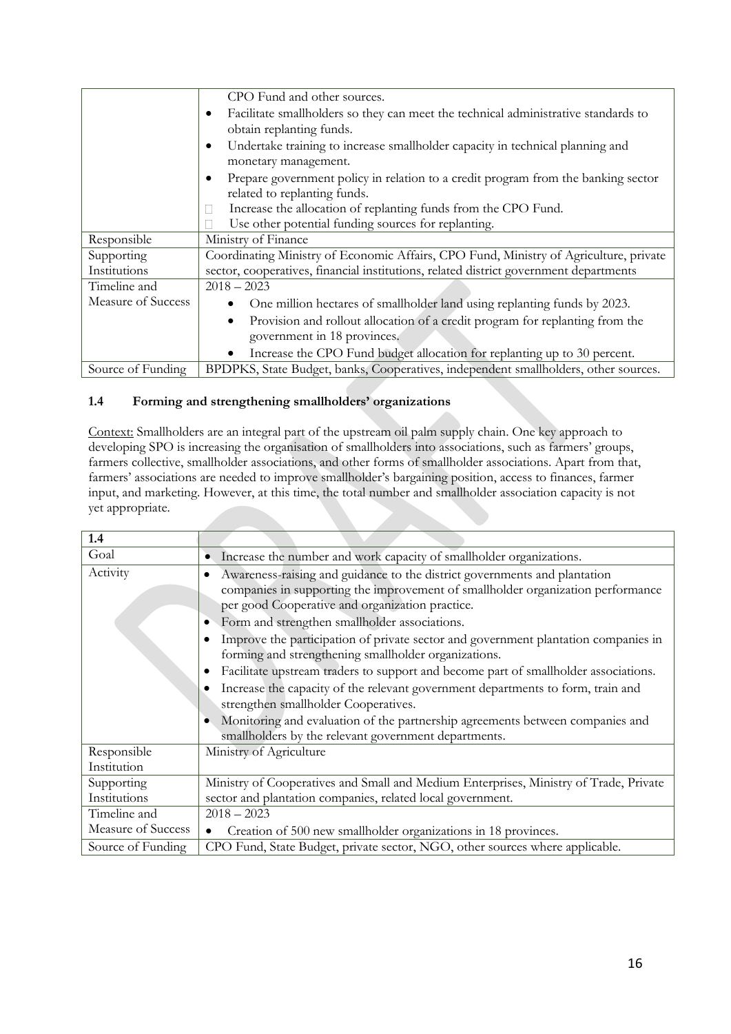| | |
|---|---|
| | CPO Fund and other sources.<br>• Facilitate smallholders so they can meet the technical administrative standards to obtain replanting funds.<br>• Undertake training to increase smallholder capacity in technical planning and monetary management.<br>• Prepare government policy in relation to a credit program from the banking sector related to replanting funds.<br>  Increase the allocation of replanting funds from the CPO Fund.<br>  Use other potential funding sources for replanting. |
| Responsible | Ministry of Finance |
| Supporting Institutions | Coordinating Ministry of Economic Affairs, CPO Fund, Ministry of Agriculture, private sector, cooperatives, financial institutions, related district government departments |
| Timeline and Measure of Success | 2018 – 2023<br>• One million hectares of smallholder land using replanting funds by 2023.<br>• Provision and rollout allocation of a credit program for replanting from the government in 18 provinces.<br>• Increase the CPO Fund budget allocation for replanting up to 30 percent. |
| Source of Funding | BPDPKS, State Budget, banks, Cooperatives, independent smallholders, other sources. |

### 1.4 Forming and strengthening smallholders' organizations

Context: Smallholders are an integral part of the upstream oil palm supply chain. One key approach to developing SPO is increasing the organisation of smallholders into associations, such as farmers' groups, farmers collective, smallholder associations, and other forms of smallholder associations. Apart from that, farmers' associations are needed to improve smallholder's bargaining position, access to finances, farmer input, and marketing. However, at this time, the total number and smallholder association capacity is not yet appropriate.

| 1.4 | |
|---|---|
| Goal | • Increase the number and work capacity of smallholder organizations. |
| Activity | • Awareness-raising and guidance to the district governments and plantation companies in supporting the improvement of smallholder organization performance per good Cooperative and organization practice.<br>• Form and strengthen smallholder associations.<br>• Improve the participation of private sector and government plantation companies in forming and strengthening smallholder organizations.<br>• Facilitate upstream traders to support and become part of smallholder associations.<br>• Increase the capacity of the relevant government departments to form, train and strengthen smallholder Cooperatives.<br>• Monitoring and evaluation of the partnership agreements between companies and smallholders by the relevant government departments. |
| Responsible Institution | Ministry of Agriculture |
| Supporting Institutions | Ministry of Cooperatives and Small and Medium Enterprises, Ministry of Trade, Private sector and plantation companies, related local government. |
| Timeline and Measure of Success | 2018 – 2023<br>• Creation of 500 new smallholder organizations in 18 provinces. |
| Source of Funding | CPO Fund, State Budget, private sector, NGO, other sources where applicable. |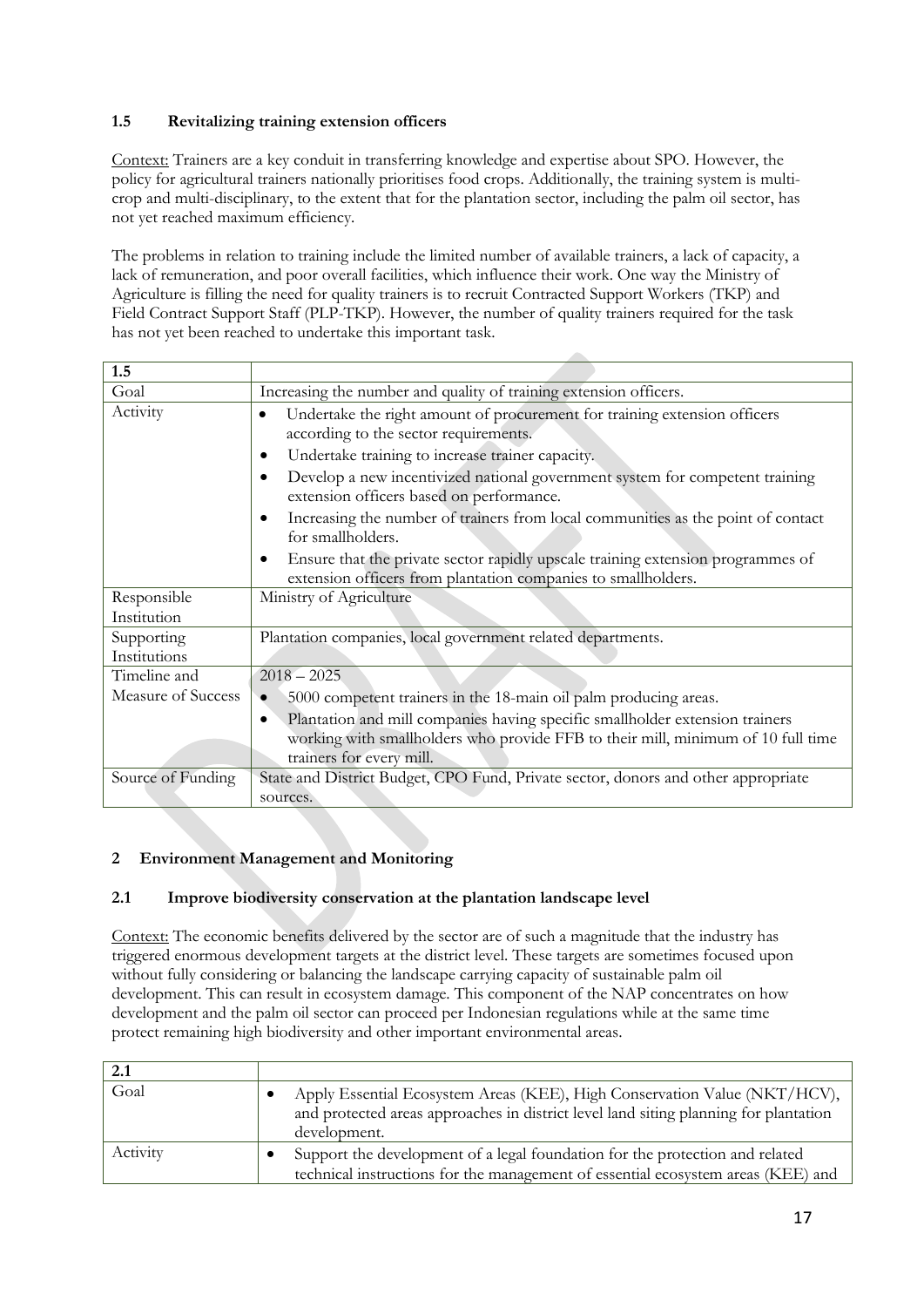### 1.5 Revitalizing training extension officers

Context: Trainers are a key conduit in transferring knowledge and expertise about SPO. However, the policy for agricultural trainers nationally prioritises food crops. Additionally, the training system is multi-crop and multi-disciplinary, to the extent that for the plantation sector, including the palm oil sector, has not yet reached maximum efficiency.

The problems in relation to training include the limited number of available trainers, a lack of capacity, a lack of remuneration, and poor overall facilities, which influence their work. One way the Ministry of Agriculture is filling the need for quality trainers is to recruit Contracted Support Workers (TKP) and Field Contract Support Staff (PLP-TKP). However, the number of quality trainers required for the task has not yet been reached to undertake this important task.

| 1.5 | |
|---|---|
| Goal | Increasing the number and quality of training extension officers. |
| Activity | • Undertake the right amount of procurement for training extension officers according to the sector requirements.<br>• Undertake training to increase trainer capacity.<br>• Develop a new incentivized national government system for competent training extension officers based on performance.<br>• Increasing the number of trainers from local communities as the point of contact for smallholders.<br>• Ensure that the private sector rapidly upscale training extension programmes of extension officers from plantation companies to smallholders. |
| Responsible Institution | Ministry of Agriculture |
| Supporting Institutions | Plantation companies, local government related departments. |
| Timeline and Measure of Success | 2018 – 2025<br>• 5000 competent trainers in the 18-main oil palm producing areas.<br>• Plantation and mill companies having specific smallholder extension trainers working with smallholders who provide FFB to their mill, minimum of 10 full time trainers for every mill. |
| Source of Funding | State and District Budget, CPO Fund, Private sector, donors and other appropriate sources. |

## 2 Environment Management and Monitoring

### 2.1 Improve biodiversity conservation at the plantation landscape level

Context: The economic benefits delivered by the sector are of such a magnitude that the industry has triggered enormous development targets at the district level. These targets are sometimes focused upon without fully considering or balancing the landscape carrying capacity of sustainable palm oil development. This can result in ecosystem damage. This component of the NAP concentrates on how development and the palm oil sector can proceed per Indonesian regulations while at the same time protect remaining high biodiversity and other important environmental areas.

| 2.1 | |
|---|---|
| Goal | • Apply Essential Ecosystem Areas (KEE), High Conservation Value (NKT/HCV), and protected areas approaches in district level land siting planning for plantation development. |
| Activity | • Support the development of a legal foundation for the protection and related technical instructions for the management of essential ecosystem areas (KEE) and |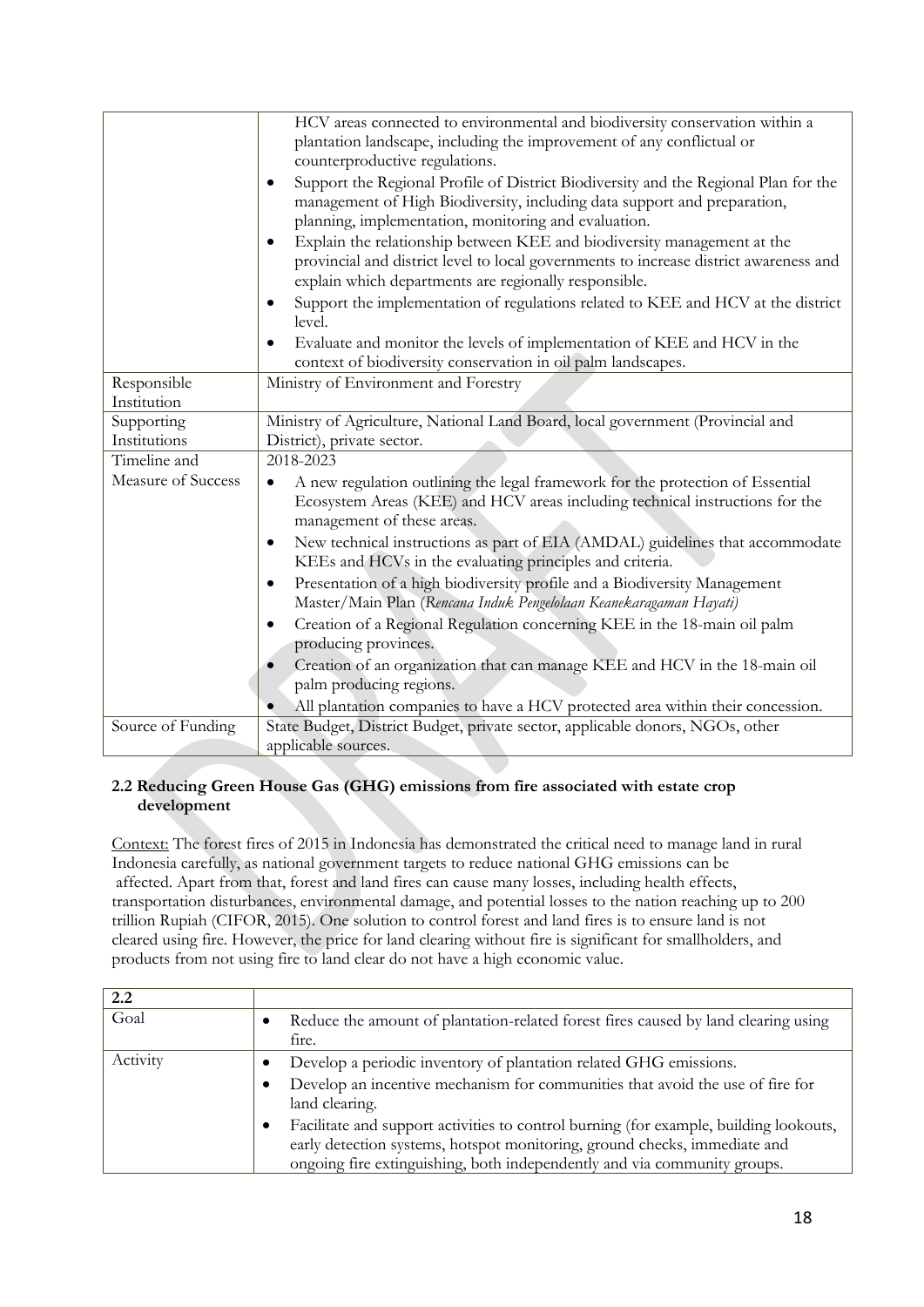| | |
|---|---|
| | HCV areas connected to environmental and biodiversity conservation within a plantation landscape, including the improvement of any conflictual or counterproductive regulations.<br>• Support the Regional Profile of District Biodiversity and the Regional Plan for the management of High Biodiversity, including data support and preparation, planning, implementation, monitoring and evaluation.<br>• Explain the relationship between KEE and biodiversity management at the provincial and district level to local governments to increase district awareness and explain which departments are regionally responsible.<br>• Support the implementation of regulations related to KEE and HCV at the district level.<br>• Evaluate and monitor the levels of implementation of KEE and HCV in the context of biodiversity conservation in oil palm landscapes. |
| Responsible Institution | Ministry of Environment and Forestry |
| Supporting Institutions | Ministry of Agriculture, National Land Board, local government (Provincial and District), private sector. |
| Timeline and Measure of Success | 2018-2023<br>• A new regulation outlining the legal framework for the protection of Essential Ecosystem Areas (KEE) and HCV areas including technical instructions for the management of these areas.<br>• New technical instructions as part of EIA (AMDAL) guidelines that accommodate KEEs and HCVs in the evaluating principles and criteria.<br>• Presentation of a high biodiversity profile and a Biodiversity Management Master/Main Plan (*Rencana Induk Pengelolaan Keanekaragaman Hayati*)<br>• Creation of a Regional Regulation concerning KEE in the 18-main oil palm producing provinces.<br>• Creation of an organization that can manage KEE and HCV in the 18-main oil palm producing regions.<br>• All plantation companies to have a HCV protected area within their concession. |
| Source of Funding | State Budget, District Budget, private sector, applicable donors, NGOs, other applicable sources. |

### 2.2 Reducing Green House Gas (GHG) emissions from fire associated with estate crop development

Context: The forest fires of 2015 in Indonesia has demonstrated the critical need to manage land in rural Indonesia carefully, as national government targets to reduce national GHG emissions can be affected. Apart from that, forest and land fires can cause many losses, including health effects, transportation disturbances, environmental damage, and potential losses to the nation reaching up to 200 trillion Rupiah (CIFOR, 2015). One solution to control forest and land fires is to ensure land is not cleared using fire. However, the price for land clearing without fire is significant for smallholders, and products from not using fire to land clear do not have a high economic value.

| 2.2 | |
|---|---|
| Goal | • Reduce the amount of plantation-related forest fires caused by land clearing using fire. |
| Activity | • Develop a periodic inventory of plantation related GHG emissions.<br>• Develop an incentive mechanism for communities that avoid the use of fire for land clearing.<br>• Facilitate and support activities to control burning (for example, building lookouts, early detection systems, hotspot monitoring, ground checks, immediate and ongoing fire extinguishing, both independently and via community groups. |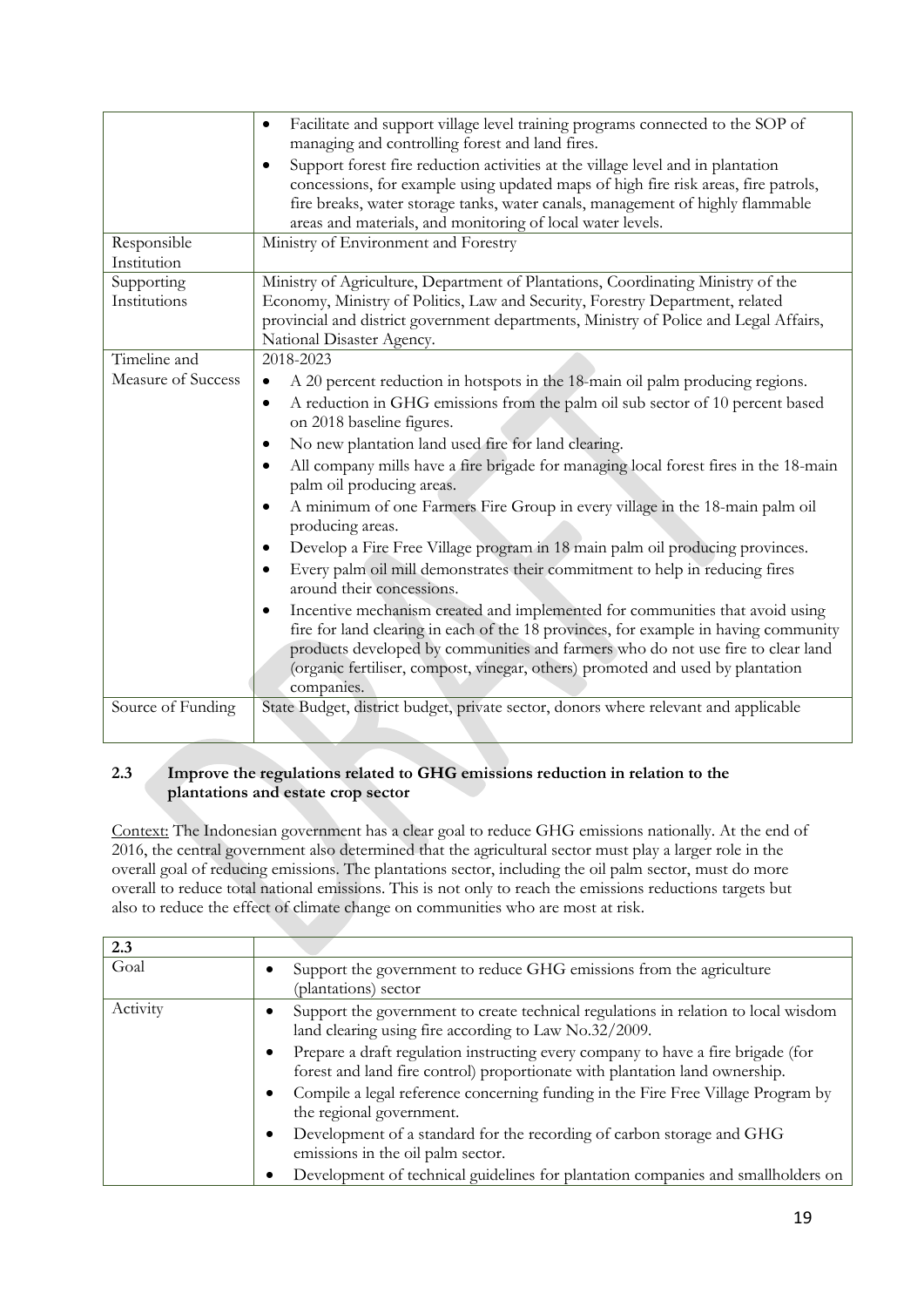| | |
|---|---|
| | • Facilitate and support village level training programs connected to the SOP of managing and controlling forest and land fires.<br>• Support forest fire reduction activities at the village level and in plantation concessions, for example using updated maps of high fire risk areas, fire patrols, fire breaks, water storage tanks, water canals, management of highly flammable areas and materials, and monitoring of local water levels. |
| Responsible Institution | Ministry of Environment and Forestry |
| Supporting Institutions | Ministry of Agriculture, Department of Plantations, Coordinating Ministry of the Economy, Ministry of Politics, Law and Security, Forestry Department, related provincial and district government departments, Ministry of Police and Legal Affairs, National Disaster Agency. |
| Timeline and Measure of Success | 2018-2023<br>• A 20 percent reduction in hotspots in the 18-main oil palm producing regions.<br>• A reduction in GHG emissions from the palm oil sub sector of 10 percent based on 2018 baseline figures.<br>• No new plantation land used fire for land clearing.<br>• All company mills have a fire brigade for managing local forest fires in the 18-main palm oil producing areas.<br>• A minimum of one Farmers Fire Group in every village in the 18-main palm oil producing areas.<br>• Develop a Fire Free Village program in 18 main palm oil producing provinces.<br>• Every palm oil mill demonstrates their commitment to help in reducing fires around their concessions.<br>• Incentive mechanism created and implemented for communities that avoid using fire for land clearing in each of the 18 provinces, for example in having community products developed by communities and farmers who do not use fire to clear land (organic fertiliser, compost, vinegar, others) promoted and used by plantation companies. |
| Source of Funding | State Budget, district budget, private sector, donors where relevant and applicable |

### 2.3 Improve the regulations related to GHG emissions reduction in relation to the plantations and estate crop sector

Context: The Indonesian government has a clear goal to reduce GHG emissions nationally. At the end of 2016, the central government also determined that the agricultural sector must play a larger role in the overall goal of reducing emissions. The plantations sector, including the oil palm sector, must do more overall to reduce total national emissions. This is not only to reach the emissions reductions targets but also to reduce the effect of climate change on communities who are most at risk.

| 2.3 | |
|---|---|
| Goal | • Support the government to reduce GHG emissions from the agriculture (plantations) sector |
| Activity | • Support the government to create technical regulations in relation to local wisdom land clearing using fire according to Law No.32/2009.<br>• Prepare a draft regulation instructing every company to have a fire brigade (for forest and land fire control) proportionate with plantation land ownership.<br>• Compile a legal reference concerning funding in the Fire Free Village Program by the regional government.<br>• Development of a standard for the recording of carbon storage and GHG emissions in the oil palm sector.<br>• Development of technical guidelines for plantation companies and smallholders on |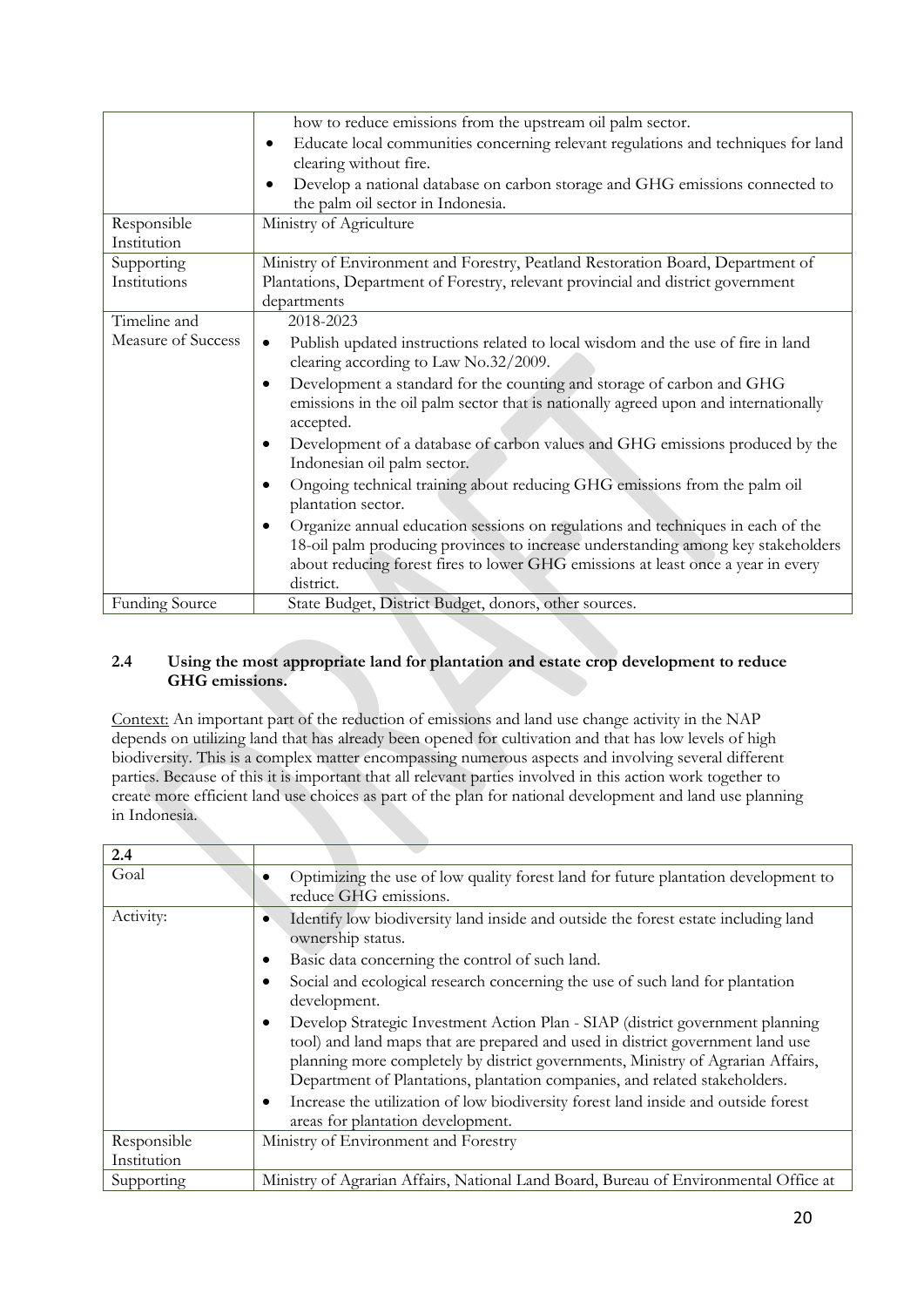| | |
|---|---|
| | how to reduce emissions from the upstream oil palm sector.<br>• Educate local communities concerning relevant regulations and techniques for land clearing without fire.<br>• Develop a national database on carbon storage and GHG emissions connected to the palm oil sector in Indonesia. |
| Responsible Institution | Ministry of Agriculture |
| Supporting Institutions | Ministry of Environment and Forestry, Peatland Restoration Board, Department of Plantations, Department of Forestry, relevant provincial and district government departments |
| Timeline and Measure of Success | 2018-2023<br>• Publish updated instructions related to local wisdom and the use of fire in land clearing according to Law No.32/2009.<br>• Development a standard for the counting and storage of carbon and GHG emissions in the oil palm sector that is nationally agreed upon and internationally accepted.<br>• Development of a database of carbon values and GHG emissions produced by the Indonesian oil palm sector.<br>• Ongoing technical training about reducing GHG emissions from the palm oil plantation sector.<br>• Organize annual education sessions on regulations and techniques in each of the 18-oil palm producing provinces to increase understanding among key stakeholders about reducing forest fires to lower GHG emissions at least once a year in every district. |
| Funding Source | State Budget, District Budget, donors, other sources. |

**2.4 Using the most appropriate land for plantation and estate crop development to reduce GHG emissions.**

Context: An important part of the reduction of emissions and land use change activity in the NAP depends on utilizing land that has already been opened for cultivation and that has low levels of high biodiversity. This is a complex matter encompassing numerous aspects and involving several different parties. Because of this it is important that all relevant parties involved in this action work together to create more efficient land use choices as part of the plan for national development and land use planning in Indonesia.

| 2.4 | |
|---|---|
| Goal | • Optimizing the use of low quality forest land for future plantation development to reduce GHG emissions. |
| Activity: | • Identify low biodiversity land inside and outside the forest estate including land ownership status.<br>• Basic data concerning the control of such land.<br>• Social and ecological research concerning the use of such land for plantation development.<br>• Develop Strategic Investment Action Plan - SIAP (district government planning tool) and land maps that are prepared and used in district government land use planning more completely by district governments, Ministry of Agrarian Affairs, Department of Plantations, plantation companies, and related stakeholders.<br>• Increase the utilization of low biodiversity forest land inside and outside forest areas for plantation development. |
| Responsible Institution | Ministry of Environment and Forestry |
| Supporting | Ministry of Agrarian Affairs, National Land Board, Bureau of Environmental Office at |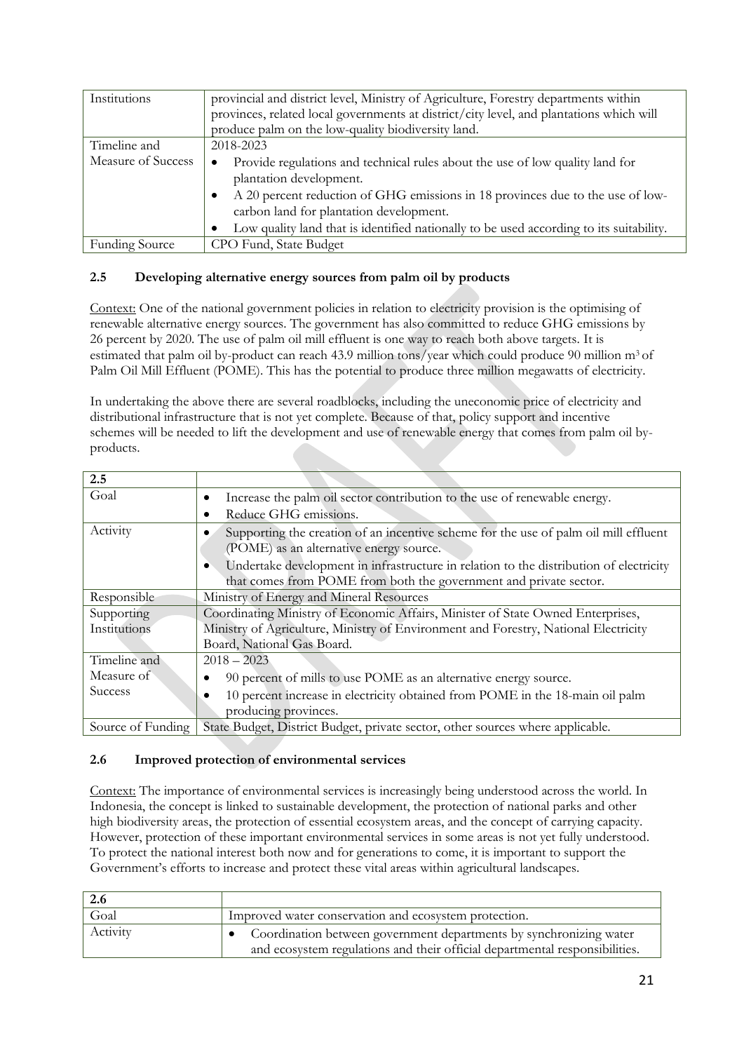| | |
|---|---|
| Institutions | provincial and district level, Ministry of Agriculture, Forestry departments within provinces, related local governments at district/city level, and plantations which will produce palm on the low-quality biodiversity land. |
| Timeline and Measure of Success | 2018-2023<br>• Provide regulations and technical rules about the use of low quality land for plantation development.<br>• A 20 percent reduction of GHG emissions in 18 provinces due to the use of low-carbon land for plantation development.<br>• Low quality land that is identified nationally to be used according to its suitability. |
| Funding Source | CPO Fund, State Budget |

### 2.5 Developing alternative energy sources from palm oil by products

Context: One of the national government policies in relation to electricity provision is the optimising of renewable alternative energy sources. The government has also committed to reduce GHG emissions by 26 percent by 2020. The use of palm oil mill effluent is one way to reach both above targets. It is estimated that palm oil by-product can reach 43.9 million tons/year which could produce 90 million $m^3$ of Palm Oil Mill Effluent (POME). This has the potential to produce three million megawatts of electricity.

In undertaking the above there are several roadblocks, including the uneconomic price of electricity and distributional infrastructure that is not yet complete. Because of that, policy support and incentive schemes will be needed to lift the development and use of renewable energy that comes from palm oil by-products.

| 2.5 | |
|---|---|
| Goal | • Increase the palm oil sector contribution to the use of renewable energy.<br>• Reduce GHG emissions. |
| Activity | • Supporting the creation of an incentive scheme for the use of palm oil mill effluent (POME) as an alternative energy source.<br>• Undertake development in infrastructure in relation to the distribution of electricity that comes from POME from both the government and private sector. |
| Responsible | Ministry of Energy and Mineral Resources |
| Supporting Institutions | Coordinating Ministry of Economic Affairs, Minister of State Owned Enterprises, Ministry of Agriculture, Ministry of Environment and Forestry, National Electricity Board, National Gas Board. |
| Timeline and Measure of Success | 2018 – 2023<br>• 90 percent of mills to use POME as an alternative energy source.<br>• 10 percent increase in electricity obtained from POME in the 18-main oil palm producing provinces. |
| Source of Funding | State Budget, District Budget, private sector, other sources where applicable. |

### 2.6 Improved protection of environmental services

Context: The importance of environmental services is increasingly being understood across the world. In Indonesia, the concept is linked to sustainable development, the protection of national parks and other high biodiversity areas, the protection of essential ecosystem areas, and the concept of carrying capacity. However, protection of these important environmental services in some areas is not yet fully understood. To protect the national interest both now and for generations to come, it is important to support the Government's efforts to increase and protect these vital areas within agricultural landscapes.

| 2.6 | |
|---|---|
| Goal | Improved water conservation and ecosystem protection. |
| Activity | • Coordination between government departments by synchronizing water and ecosystem regulations and their official departmental responsibilities. |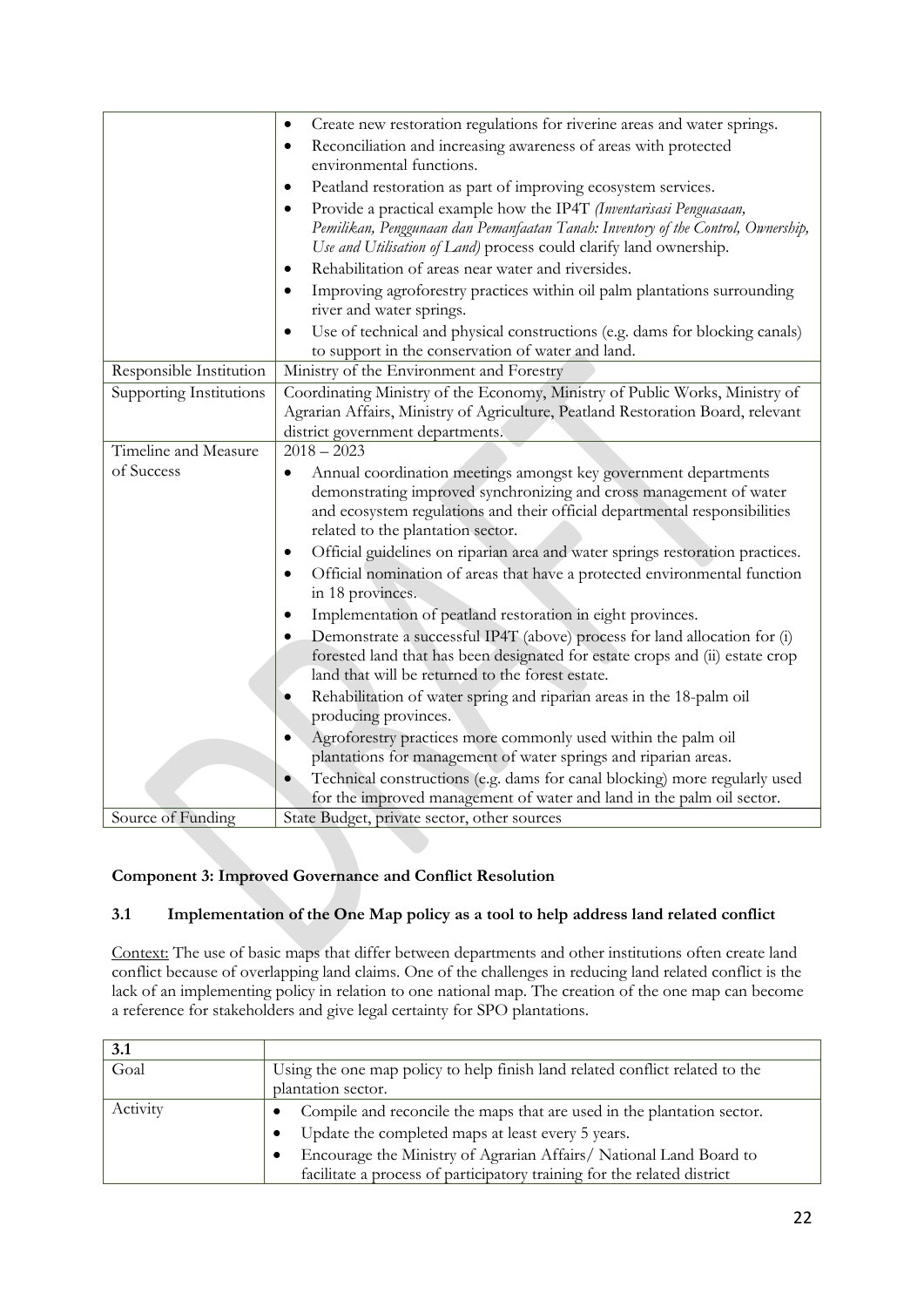| | |
|---|---|
| | • Create new restoration regulations for riverine areas and water springs.<br>• Reconciliation and increasing awareness of areas with protected environmental functions.<br>• Peatland restoration as part of improving ecosystem services.<br>• Provide a practical example how the IP4T *(Inventarisasi Penguasaan, Pemilikan, Penggunaan dan Pemanfaatan Tanah: Inventory of the Control, Ownership, Use and Utilisation of Land)* process could clarify land ownership.<br>• Rehabilitation of areas near water and riversides.<br>• Improving agroforestry practices within oil palm plantations surrounding river and water springs.<br>• Use of technical and physical constructions (e.g. dams for blocking canals) to support in the conservation of water and land. |
| Responsible Institution | Ministry of the Environment and Forestry |
| Supporting Institutions | Coordinating Ministry of the Economy, Ministry of Public Works, Ministry of Agrarian Affairs, Ministry of Agriculture, Peatland Restoration Board, relevant district government departments. |
| Timeline and Measure of Success | 2018 – 2023<br>• Annual coordination meetings amongst key government departments demonstrating improved synchronizing and cross management of water and ecosystem regulations and their official departmental responsibilities related to the plantation sector.<br>• Official guidelines on riparian area and water springs restoration practices.<br>• Official nomination of areas that have a protected environmental function in 18 provinces.<br>• Implementation of peatland restoration in eight provinces.<br>• Demonstrate a successful IP4T (above) process for land allocation for (i) forested land that has been designated for estate crops and (ii) estate crop land that will be returned to the forest estate.<br>• Rehabilitation of water spring and riparian areas in the 18-palm oil producing provinces.<br>• Agroforestry practices more commonly used within the palm oil plantations for management of water springs and riparian areas.<br>• Technical constructions (e.g. dams for canal blocking) more regularly used for the improved management of water and land in the palm oil sector. |
| Source of Funding | State Budget, private sector, other sources |

**Component 3: Improved Governance and Conflict Resolution**

### 3.1 Implementation of the One Map policy as a tool to help address land related conflict

Context: The use of basic maps that differ between departments and other institutions often create land conflict because of overlapping land claims. One of the challenges in reducing land related conflict is the lack of an implementing policy in relation to one national map. The creation of the one map can become a reference for stakeholders and give legal certainty for SPO plantations.

| 3.1 | |
|---|---|
| Goal | Using the one map policy to help finish land related conflict related to the plantation sector. |
| Activity | • Compile and reconcile the maps that are used in the plantation sector.<br>• Update the completed maps at least every 5 years.<br>• Encourage the Ministry of Agrarian Affairs/ National Land Board to facilitate a process of participatory training for the related district |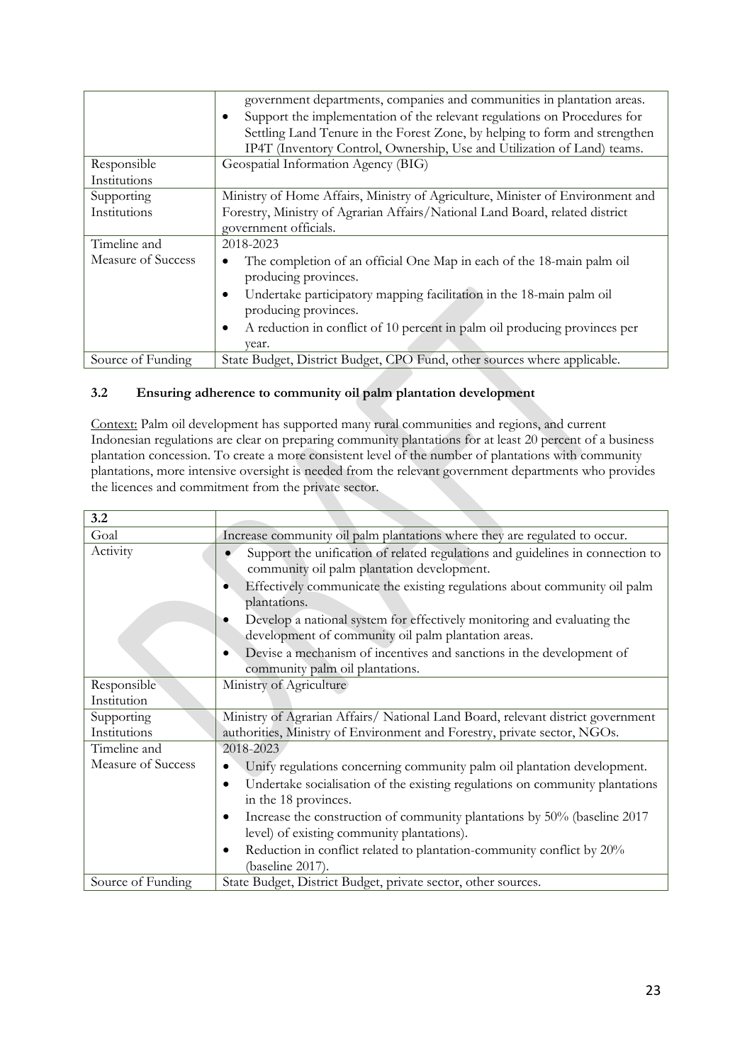| | |
|---|---|
| | government departments, companies and communities in plantation areas.<br>• Support the implementation of the relevant regulations on Procedures for Settling Land Tenure in the Forest Zone, by helping to form and strengthen IP4T (Inventory Control, Ownership, Use and Utilization of Land) teams. |
| Responsible Institutions | Geospatial Information Agency (BIG) |
| Supporting Institutions | Ministry of Home Affairs, Ministry of Agriculture, Minister of Environment and Forestry, Ministry of Agrarian Affairs/National Land Board, related district government officials. |
| Timeline and Measure of Success | 2018-2023<br>• The completion of an official One Map in each of the 18-main palm oil producing provinces.<br>• Undertake participatory mapping facilitation in the 18-main palm oil producing provinces.<br>• A reduction in conflict of 10 percent in palm oil producing provinces per year. |
| Source of Funding | State Budget, District Budget, CPO Fund, other sources where applicable. |

### 3.2 Ensuring adherence to community oil palm plantation development

Context: Palm oil development has supported many rural communities and regions, and current Indonesian regulations are clear on preparing community plantations for at least 20 percent of a business plantation concession. To create a more consistent level of the number of plantations with community plantations, more intensive oversight is needed from the relevant government departments who provides the licences and commitment from the private sector.

| 3.2 | |
|---|---|
| Goal | Increase community oil palm plantations where they are regulated to occur. |
| Activity | • Support the unification of related regulations and guidelines in connection to community oil palm plantation development.<br>• Effectively communicate the existing regulations about community oil palm plantations.<br>• Develop a national system for effectively monitoring and evaluating the development of community oil palm plantation areas.<br>• Devise a mechanism of incentives and sanctions in the development of community palm oil plantations. |
| Responsible Institution | Ministry of Agriculture |
| Supporting Institutions | Ministry of Agrarian Affairs/ National Land Board, relevant district government authorities, Ministry of Environment and Forestry, private sector, NGOs. |
| Timeline and Measure of Success | 2018-2023<br>• Unify regulations concerning community palm oil plantation development.<br>• Undertake socialisation of the existing regulations on community plantations in the 18 provinces.<br>• Increase the construction of community plantations by 50% (baseline 2017 level) of existing community plantations).<br>• Reduction in conflict related to plantation-community conflict by 20% (baseline 2017). |
| Source of Funding | State Budget, District Budget, private sector, other sources. |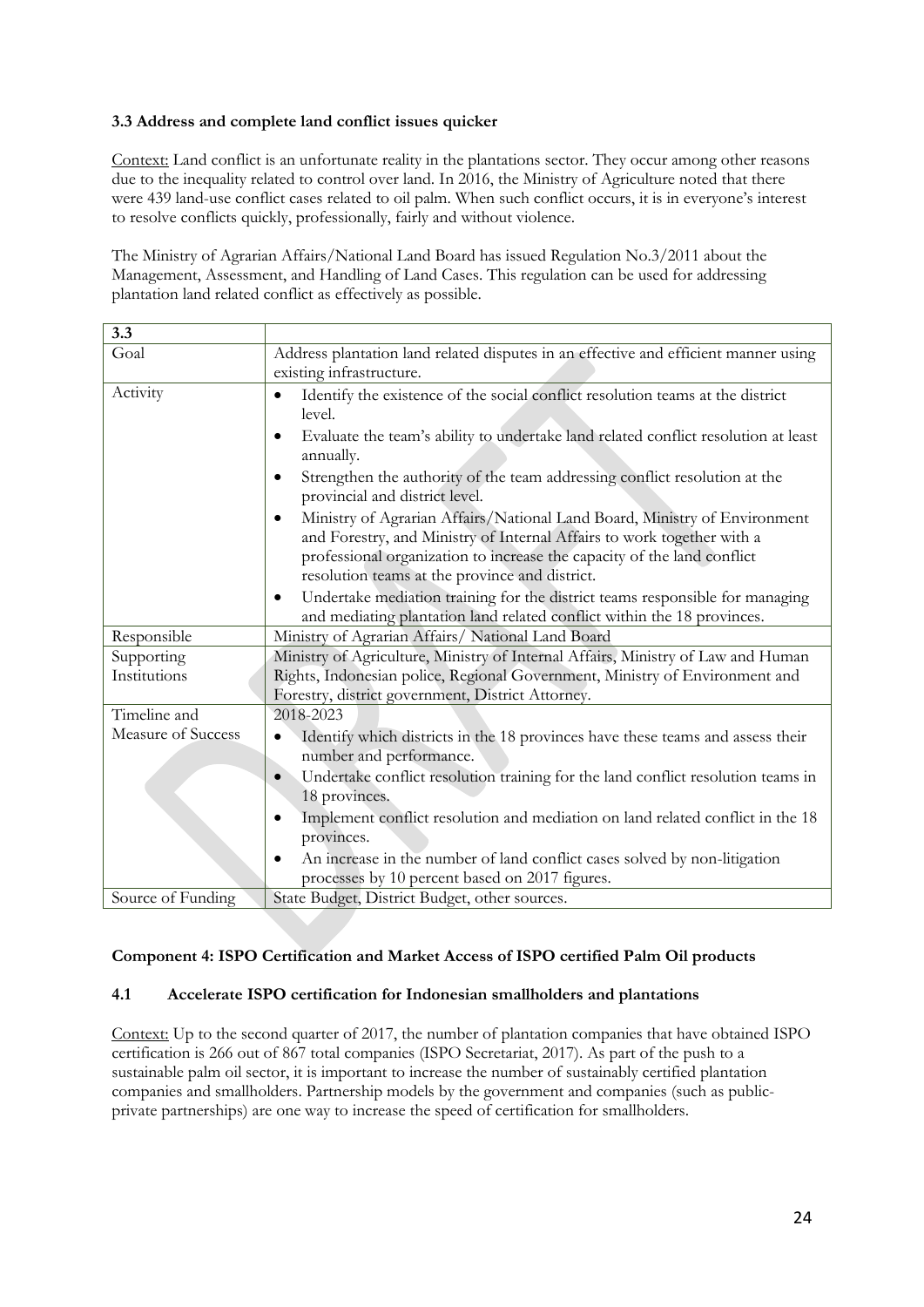**3.3 Address and complete land conflict issues quicker**

Context: Land conflict is an unfortunate reality in the plantations sector. They occur among other reasons due to the inequality related to control over land. In 2016, the Ministry of Agriculture noted that there were 439 land-use conflict cases related to oil palm. When such conflict occurs, it is in everyone's interest to resolve conflicts quickly, professionally, fairly and without violence.

The Ministry of Agrarian Affairs/National Land Board has issued Regulation No.3/2011 about the Management, Assessment, and Handling of Land Cases. This regulation can be used for addressing plantation land related conflict as effectively as possible.

| 3.3 | |
|---|---|
| Goal | Address plantation land related disputes in an effective and efficient manner using existing infrastructure. |
| Activity | • Identify the existence of the social conflict resolution teams at the district level.<br>• Evaluate the team's ability to undertake land related conflict resolution at least annually.<br>• Strengthen the authority of the team addressing conflict resolution at the provincial and district level.<br>• Ministry of Agrarian Affairs/National Land Board, Ministry of Environment and Forestry, and Ministry of Internal Affairs to work together with a professional organization to increase the capacity of the land conflict resolution teams at the province and district.<br>• Undertake mediation training for the district teams responsible for managing and mediating plantation land related conflict within the 18 provinces. |
| Responsible | Ministry of Agrarian Affairs/ National Land Board |
| Supporting Institutions | Ministry of Agriculture, Ministry of Internal Affairs, Ministry of Law and Human Rights, Indonesian police, Regional Government, Ministry of Environment and Forestry, district government, District Attorney. |
| Timeline and Measure of Success | 2018-2023<br>• Identify which districts in the 18 provinces have these teams and assess their number and performance.<br>• Undertake conflict resolution training for the land conflict resolution teams in 18 provinces.<br>• Implement conflict resolution and mediation on land related conflict in the 18 provinces.<br>• An increase in the number of land conflict cases solved by non-litigation processes by 10 percent based on 2017 figures. |
| Source of Funding | State Budget, District Budget, other sources. |

**Component 4: ISPO Certification and Market Access of ISPO certified Palm Oil products**

**4.1 Accelerate ISPO certification for Indonesian smallholders and plantations**

Context: Up to the second quarter of 2017, the number of plantation companies that have obtained ISPO certification is 266 out of 867 total companies (ISPO Secretariat, 2017). As part of the push to a sustainable palm oil sector, it is important to increase the number of sustainably certified plantation companies and smallholders. Partnership models by the government and companies (such as public-private partnerships) are one way to increase the speed of certification for smallholders.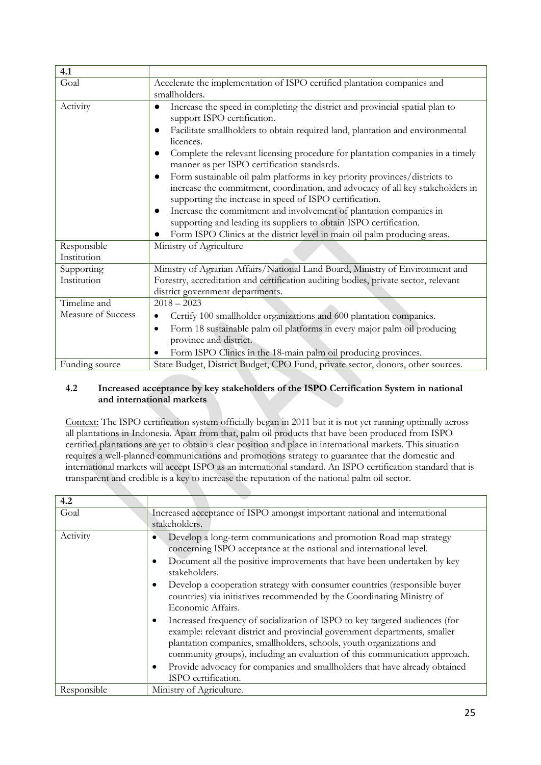| 4.1 | |
|---|---|
| Goal | Accelerate the implementation of ISPO certified plantation companies and smallholders. |
| Activity | • Increase the speed in completing the district and provincial spatial plan to support ISPO certification.<br>• Facilitate smallholders to obtain required land, plantation and environmental licences.<br>• Complete the relevant licensing procedure for plantation companies in a timely manner as per ISPO certification standards.<br>• Form sustainable oil palm platforms in key priority provinces/districts to increase the commitment, coordination, and advocacy of all key stakeholders in supporting the increase in speed of ISPO certification.<br>• Increase the commitment and involvement of plantation companies in supporting and leading its suppliers to obtain ISPO certification.<br>• Form ISPO Clinics at the district level in main oil palm producing areas. |
| Responsible Institution | Ministry of Agriculture |
| Supporting Institution | Ministry of Agrarian Affairs/National Land Board, Ministry of Environment and Forestry, accreditation and certification auditing bodies, private sector, relevant district government departments. |
| Timeline and Measure of Success | 2018 – 2023<br>• Certify 100 smallholder organizations and 600 plantation companies.<br>• Form 18 sustainable palm oil platforms in every major palm oil producing province and district.<br>• Form ISPO Clinics in the 18-main palm oil producing provinces. |
| Funding source | State Budget, District Budget, CPO Fund, private sector, donors, other sources. |

### 4.2 Increased acceptance by key stakeholders of the ISPO Certification System in national and international markets

Context: The ISPO certification system officially began in 2011 but it is not yet running optimally across all plantations in Indonesia. Apart from that, palm oil products that have been produced from ISPO certified plantations are yet to obtain a clear position and place in international markets. This situation requires a well-planned communications and promotions strategy to guarantee that the domestic and international markets will accept ISPO as an international standard. An ISPO certification standard that is transparent and credible is a key to increase the reputation of the national palm oil sector.

| 4.2 | |
|---|---|
| Goal | Increased acceptance of ISPO amongst important national and international stakeholders. |
| Activity | • Develop a long-term communications and promotion Road map strategy concerning ISPO acceptance at the national and international level.<br>• Document all the positive improvements that have been undertaken by key stakeholders.<br>• Develop a cooperation strategy with consumer countries (responsible buyer countries) via initiatives recommended by the Coordinating Ministry of Economic Affairs.<br>• Increased frequency of socialization of ISPO to key targeted audiences (for example: relevant district and provincial government departments, smaller plantation companies, smallholders, schools, youth organizations and community groups), including an evaluation of this communication approach.<br>• Provide advocacy for companies and smallholders that have already obtained ISPO certification. |
| Responsible | Ministry of Agriculture. |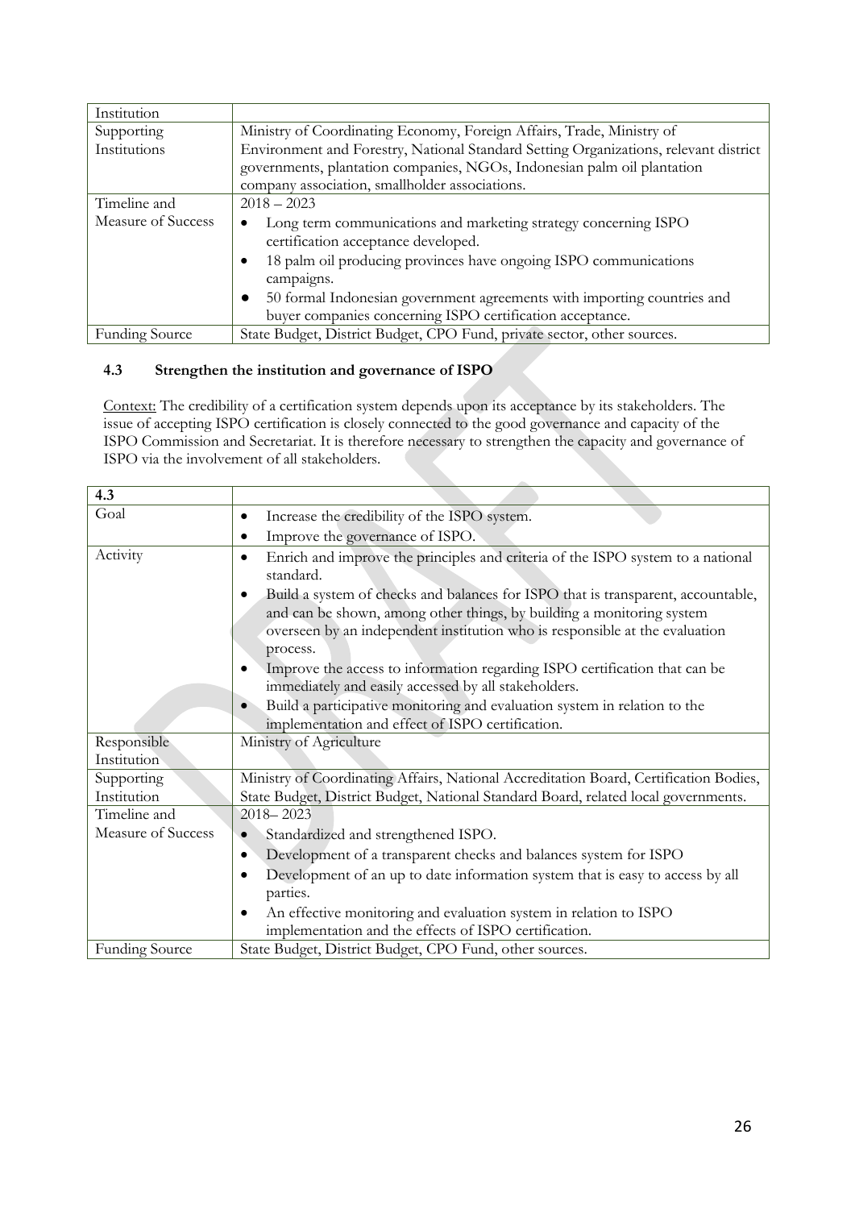| | |
|---|---|
| Institution | |
| Supporting Institutions | Ministry of Coordinating Economy, Foreign Affairs, Trade, Ministry of Environment and Forestry, National Standard Setting Organizations, relevant district governments, plantation companies, NGOs, Indonesian palm oil plantation company association, smallholder associations. |
| Timeline and Measure of Success | 2018 – 2023<br>• Long term communications and marketing strategy concerning ISPO certification acceptance developed.<br>• 18 palm oil producing provinces have ongoing ISPO communications campaigns.<br>• 50 formal Indonesian government agreements with importing countries and buyer companies concerning ISPO certification acceptance. |
| Funding Source | State Budget, District Budget, CPO Fund, private sector, other sources. |

### 4.3 Strengthen the institution and governance of ISPO

Context: The credibility of a certification system depends upon its acceptance by its stakeholders. The issue of accepting ISPO certification is closely connected to the good governance and capacity of the ISPO Commission and Secretariat. It is therefore necessary to strengthen the capacity and governance of ISPO via the involvement of all stakeholders.

| 4.3 | |
|---|---|
| Goal | • Increase the credibility of the ISPO system.<br>• Improve the governance of ISPO. |
| Activity | • Enrich and improve the principles and criteria of the ISPO system to a national standard.<br>• Build a system of checks and balances for ISPO that is transparent, accountable, and can be shown, among other things, by building a monitoring system overseen by an independent institution who is responsible at the evaluation process.<br>• Improve the access to information regarding ISPO certification that can be immediately and easily accessed by all stakeholders.<br>• Build a participative monitoring and evaluation system in relation to the implementation and effect of ISPO certification. |
| Responsible Institution | Ministry of Agriculture |
| Supporting Institution | Ministry of Coordinating Affairs, National Accreditation Board, Certification Bodies, State Budget, District Budget, National Standard Board, related local governments. |
| Timeline and Measure of Success | 2018– 2023<br>• Standardized and strengthened ISPO.<br>• Development of a transparent checks and balances system for ISPO<br>• Development of an up to date information system that is easy to access by all parties.<br>• An effective monitoring and evaluation system in relation to ISPO implementation and the effects of ISPO certification. |
| Funding Source | State Budget, District Budget, CPO Fund, other sources. |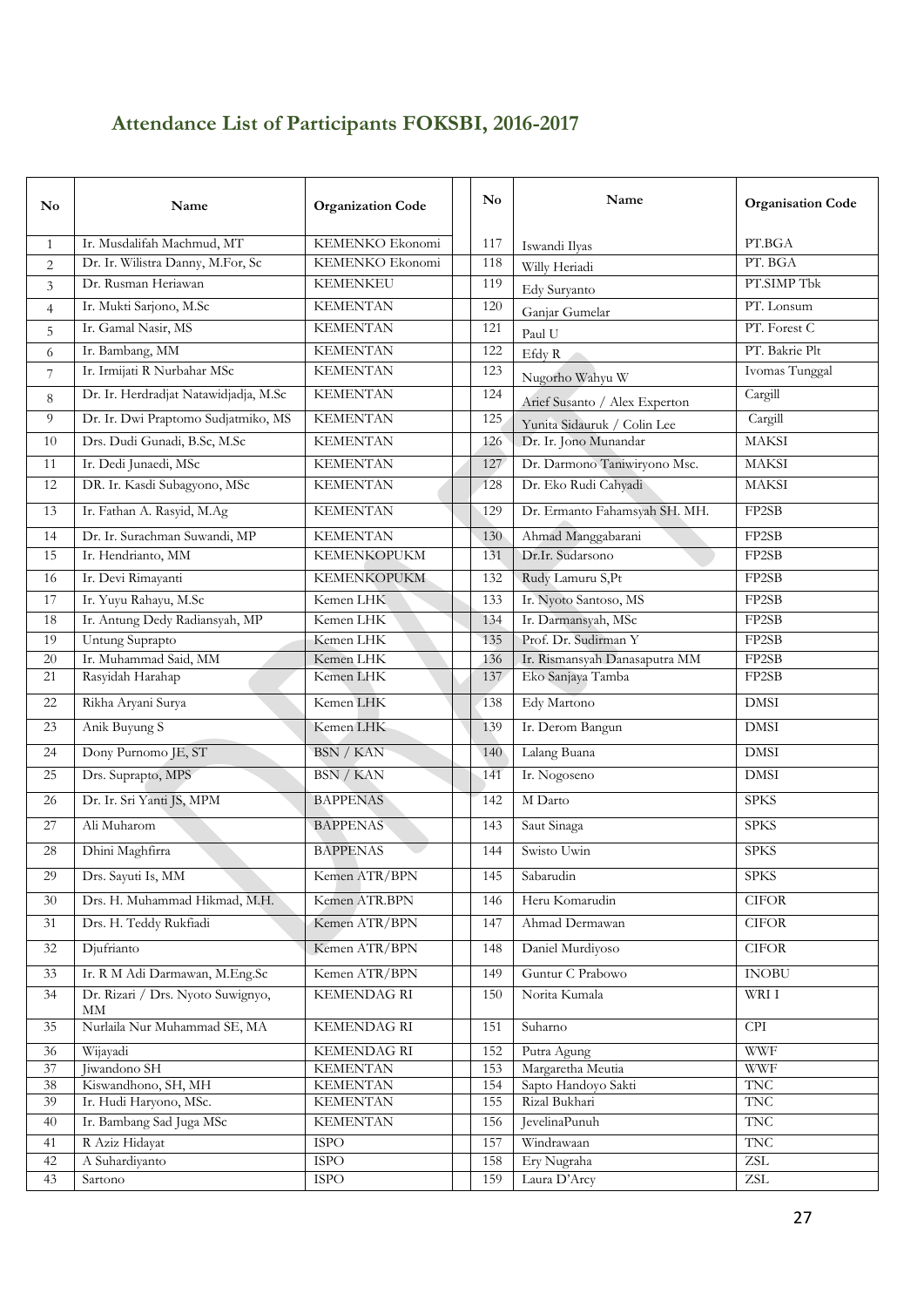## Attendance List of Participants FOKSBI, 2016-2017

| No | Name | Organization Code | No | Name | Organisation Code |
|---|---|---|---|---|---|
| 1 | Ir. Musdalifah Machmud, MT | KEMENKO Ekonomi | 117 | Iswandi Ilyas | PT.BGA |
| 2 | Dr. Ir. Wilistra Danny, M.For, Sc | KEMENKO Ekonomi | 118 | Willy Heriadi | PT. BGA |
| 3 | Dr. Rusman Heriawan | KEMENKEU | 119 | Edy Suryanto | PT.SIMP Tbk |
| 4 | Ir. Mukti Sarjono, M.Sc | KEMENTAN | 120 | Ganjar Gumelar | PT. Lonsum |
| 5 | Ir. Gamal Nasir, MS | KEMENTAN | 121 | Paul U | PT. Forest C |
| 6 | Ir. Bambang, MM | KEMENTAN | 122 | Efdy R | PT. Bakrie Plt |
| 7 | Ir. Irmijati R Nurbahar MSc | KEMENTAN | 123 | Nugorho Wahyu W | Ivomas Tunggal |
| 8 | Dr. Ir. Herdradjat Natawidjadja, M.Sc | KEMENTAN | 124 | Arief Susanto / Alex Experton | Cargill |
| 9 | Dr. Ir. Dwi Praptomo Sudjatmiko, MS | KEMENTAN | 125 | Yunita Sidauruk / Colin Lee | Cargill |
| 10 | Drs. Dudi Gunadi, B.Sc, M.Sc | KEMENTAN | 126 | Dr. Ir. Jono Munandar | MAKSI |
| 11 | Ir. Dedi Junaedi, MSc | KEMENTAN | 127 | Dr. Darmono Taniwiryono Msc. | MAKSI |
| 12 | DR. Ir. Kasdi Subagyono, MSc | KEMENTAN | 128 | Dr. Eko Rudi Cahyadi | MAKSI |
| 13 | Ir. Fathan A. Rasyid, M.Ag | KEMENTAN | 129 | Dr. Ermanto Fahamsyah SH. MH. | FP2SB |
| 14 | Dr. Ir. Surachman Suwandi, MP | KEMENTAN | 130 | Ahmad Manggabarani | FP2SB |
| 15 | Ir. Hendrianto, MM | KEMENKOPUKM | 131 | Dr.Ir. Sudarsono | FP2SB |
| 16 | Ir. Devi Rimayanti | KEMENKOPUKM | 132 | Rudy Lamuru S,Pt | FP2SB |
| 17 | Ir. Yuyu Rahayu, M.Sc | Kemen LHK | 133 | Ir. Nyoto Santoso, MS | FP2SB |
| 18 | Ir. Antung Dedy Radiansyah, MP | Kemen LHK | 134 | Ir. Darmansyah, MSc | FP2SB |
| 19 | Untung Suprapto | Kemen LHK | 135 | Prof. Dr. Sudirman Y | FP2SB |
| 20 | Ir. Muhammad Said, MM | Kemen LHK | 136 | Ir. Rismansyah Danasaputra MM | FP2SB |
| 21 | Rasyidah Harahap | Kemen LHK | 137 | Eko Sanjaya Tamba | FP2SB |
| 22 | Rikha Aryani Surya | Kemen LHK | 138 | Edy Martono | DMSI |
| 23 | Anik Buyung S | Kemen LHK | 139 | Ir. Derom Bangun | DMSI |
| 24 | Dony Purnomo JE, ST | BSN / KAN | 140 | Lalang Buana | DMSI |
| 25 | Drs. Suprapto, MPS | BSN / KAN | 141 | Ir. Nogoseno | DMSI |
| 26 | Dr. Ir. Sri Yanti JS, MPM | BAPPENAS | 142 | M Darto | SPKS |
| 27 | Ali Muharom | BAPPENAS | 143 | Saut Sinaga | SPKS |
| 28 | Dhini Maghfirra | BAPPENAS | 144 | Swisto Uwin | SPKS |
| 29 | Drs. Sayuti Is, MM | Kemen ATR/BPN | 145 | Sabarudin | SPKS |
| 30 | Drs. H. Muhammad Hikmad, M.H. | Kemen ATR.BPN | 146 | Heru Komarudin | CIFOR |
| 31 | Drs. H. Teddy Rukfiadi | Kemen ATR/BPN | 147 | Ahmad Dermawan | CIFOR |
| 32 | Djufrianto | Kemen ATR/BPN | 148 | Daniel Murdiyoso | CIFOR |
| 33 | Ir. R M Adi Darmawan, M.Eng.Sc | Kemen ATR/BPN | 149 | Guntur C Prabowo | INOBU |
| 34 | Dr. Rizari / Drs. Nyoto Suwignyo, MM | KEMENDAG RI | 150 | Norita Kumala | WRI I |
| 35 | Nurlaila Nur Muhammad SE, MA | KEMENDAG RI | 151 | Suharno | CPI |
| 36 | Wijayadi | KEMENDAG RI | 152 | Putra Agung | WWF |
| 37 | Jiwandono SH | KEMENTAN | 153 | Margaretha Meutia | WWF |
| 38 | Kiswandhono, SH, MH | KEMENTAN | 154 | Sapto Handoyo Sakti | TNC |
| 39 | Ir. Hudi Haryono, MSc. | KEMENTAN | 155 | Rizal Bukhari | TNC |
| 40 | Ir. Bambang Sad Juga MSc | KEMENTAN | 156 | JevelinaPunuh | TNC |
| 41 | R Aziz Hidayat | ISPO | 157 | Windrawaan | TNC |
| 42 | A Suhardiyanto | ISPO | 158 | Ery Nugraha | ZSL |
| 43 | Sartono | ISPO | 159 | Laura D'Arcy | ZSL |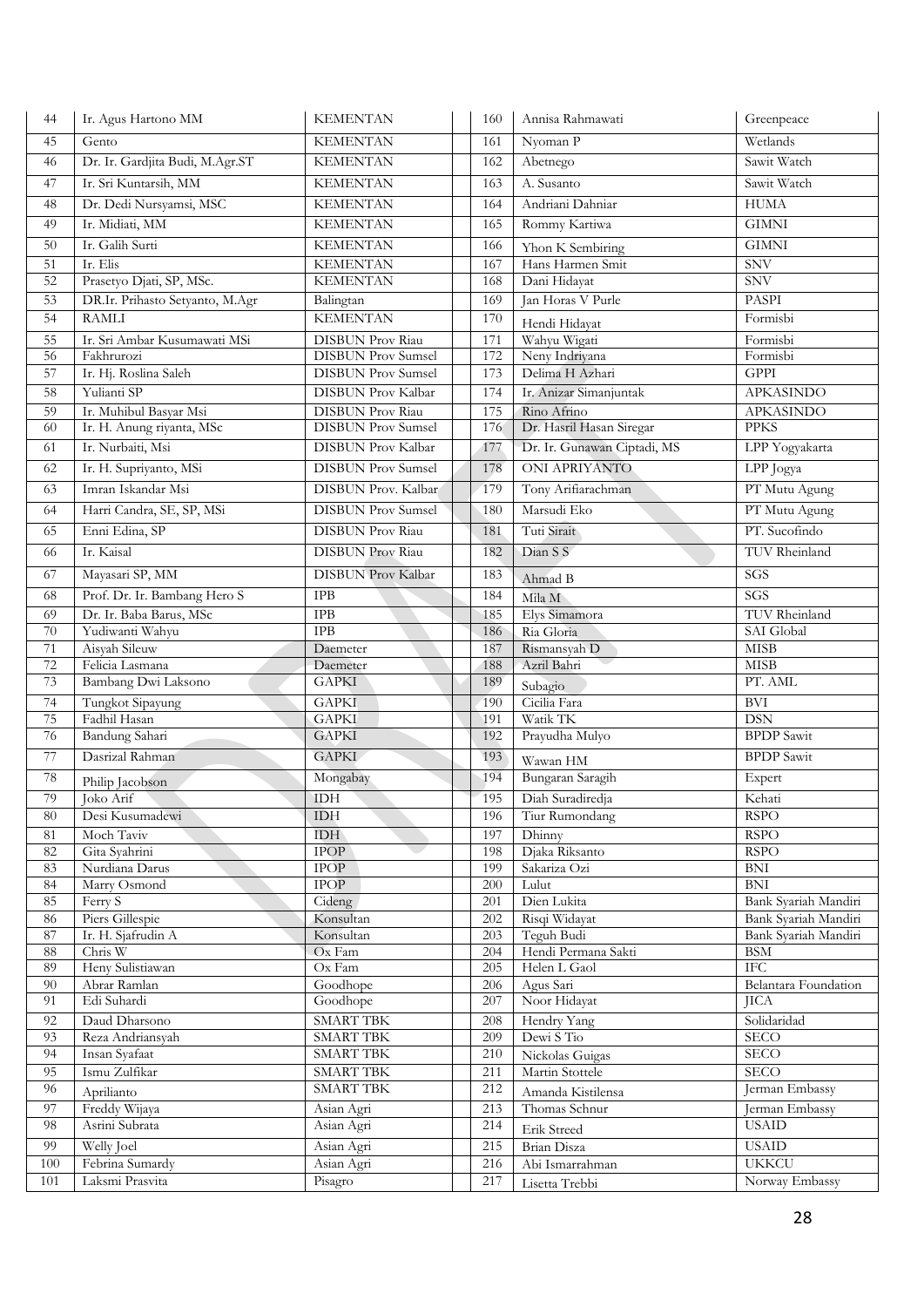| | | | | | | |
|---|---|---|---|---|---|---|
| 44 | Ir. Agus Hartono MM | KEMENTAN | | 160 | Annisa Rahmawati | Greenpeace |
| 45 | Gento | KEMENTAN | | 161 | Nyoman P | Wetlands |
| 46 | Dr. Ir. Gardjita Budi, M.Agr.ST | KEMENTAN | | 162 | Abetnego | Sawit Watch |
| 47 | Ir. Sri Kuntarsih, MM | KEMENTAN | | 163 | A. Susanto | Sawit Watch |
| 48 | Dr. Dedi Nursyamsi, MSC | KEMENTAN | | 164 | Andriani Dahniar | HUMA |
| 49 | Ir. Midiati, MM | KEMENTAN | | 165 | Rommy Kartiwa | GIMNI |
| 50 | Ir. Galih Surti | KEMENTAN | | 166 | Yhon K Sembiring | GIMNI |
| 51 | Ir. Elis | KEMENTAN | | 167 | Hans Harmen Smit | SNV |
| 52 | Prasetyo Djati, SP, MSc. | KEMENTAN | | 168 | Dani Hidayat | SNV |
| 53 | DR.Ir. Prihasto Setyanto, M.Agr | Balingtan | | 169 | Jan Horas V Purle | PASPI |
| 54 | RAMLI | KEMENTAN | | 170 | Hendi Hidayat | Formisbi |
| 55 | Ir. Sri Ambar Kusumawati MSi | DISBUN Prov Riau | | 171 | Wahyu Wigati | Formisbi |
| 56 | Fakhrurozi | DISBUN Prov Sumsel | | 172 | Neny Indriyana | Formisbi |
| 57 | Ir. Hj. Roslina Saleh | DISBUN Prov Sumsel | | 173 | Delima H Azhari | GPPI |
| 58 | Yulianti SP | DISBUN Prov Kalbar | | 174 | Ir. Anizar Simanjuntak | APKASINDO |
| 59 | Ir. Muhibul Basyar Msi | DISBUN Prov Riau | | 175 | Rino Afrino | APKASINDO |
| 60 | Ir. H. Anung riyanta, MSc | DISBUN Prov Sumsel | | 176 | Dr. Hasril Hasan Siregar | PPKS |
| 61 | Ir. Nurbaiti, Msi | DISBUN Prov Kalbar | | 177 | Dr. Ir. Gunawan Ciptadi, MS | LPP Yogyakarta |
| 62 | Ir. H. Supriyanto, MSi | DISBUN Prov Sumsel | | 178 | ONI APRIYANTO | LPP Jogya |
| 63 | Imran Iskandar Msi | DISBUN Prov. Kalbar | | 179 | Tony Arifiarachman | PT Mutu Agung |
| 64 | Harri Candra, SE, SP, MSi | DISBUN Prov Sumsel | | 180 | Marsudi Eko | PT Mutu Agung |
| 65 | Enni Edina, SP | DISBUN Prov Riau | | 181 | Tuti Sirait | PT. Sucofindo |
| 66 | Ir. Kaisal | DISBUN Prov Riau | | 182 | Dian S S | TUV Rheinland |
| 67 | Mayasari SP, MM | DISBUN Prov Kalbar | | 183 | Ahmad B | SGS |
| 68 | Prof. Dr. Ir. Bambang Hero S | IPB | | 184 | Mila M | SGS |
| 69 | Dr. Ir. Baba Barus, MSc | IPB | | 185 | Elys Simamora | TUV Rheinland |
| 70 | Yudiwanti Wahyu | IPB | | 186 | Ria Gloria | SAI Global |
| 71 | Aisyah Sileuw | Daemeter | | 187 | Rismansyah D | MISB |
| 72 | Felicia Lasmana | Daemeter | | 188 | Azril Bahri | MISB |
| 73 | Bambang Dwi Laksono | GAPKI | | 189 | Subagio | PT. AML |
| 74 | Tungkot Sipayung | GAPKI | | 190 | Cicilia Fara | BVI |
| 75 | Fadhil Hasan | GAPKI | | 191 | Watik TK | DSN |
| 76 | Bandung Sahari | GAPKI | | 192 | Prayudha Mulyo | BPDP Sawit |
| 77 | Dasrizal Rahman | GAPKI | | 193 | Wawan HM | BPDP Sawit |
| 78 | Philip Jacobson | Mongabay | | 194 | Bungaran Saragih | Expert |
| 79 | Joko Arif | IDH | | 195 | Diah Suradiredja | Kehati |
| 80 | Desi Kusumadewi | IDH | | 196 | Tiur Rumondang | RSPO |
| 81 | Moch Taviv | IDH | | 197 | Dhinny | RSPO |
| 82 | Gita Syahrini | IPOP | | 198 | Djaka Riksanto | RSPO |
| 83 | Nurdiana Darus | IPOP | | 199 | Sakariza Ozi | BNI |
| 84 | Marry Osmond | IPOP | | 200 | Lulut | BNI |
| 85 | Ferry S | Cideng | | 201 | Dien Lukita | Bank Syariah Mandiri |
| 86 | Piers Gillespie | Konsultan | | 202 | Risqi Widayat | Bank Syariah Mandiri |
| 87 | Ir. H. Sjafrudin A | Konsultan | | 203 | Teguh Budi | Bank Syariah Mandiri |
| 88 | Chris W | Ox Fam | | 204 | Hendi Permana Sakti | BSM |
| 89 | Heny Sulistiawan | Ox Fam | | 205 | Helen L Gaol | IFC |
| 90 | Abrar Ramlan | Goodhope | | 206 | Agus Sari | Belantara Foundation |
| 91 | Edi Suhardi | Goodhope | | 207 | Noor Hidayat | JICA |
| 92 | Daud Dharsono | SMART TBK | | 208 | Hendry Yang | Solidaridad |
| 93 | Reza Andriansyah | SMART TBK | | 209 | Dewi S Tio | SECO |
| 94 | Insan Syafaat | SMART TBK | | 210 | Nickolas Guigas | SECO |
| 95 | Ismu Zulfikar | SMART TBK | | 211 | Martin Stottele | SECO |
| 96 | Aprilianto | SMART TBK | | 212 | Amanda Kistilensa | Jerman Embassy |
| 97 | Freddy Wijaya | Asian Agri | | 213 | Thomas Schnur | Jerman Embassy |
| 98 | Asrini Subrata | Asian Agri | | 214 | Erik Streed | USAID |
| 99 | Welly Joel | Asian Agri | | 215 | Brian Disza | USAID |
| 100 | Febrina Sumardy | Asian Agri | | 216 | Abi Ismarrahman | UKKCU |
| 101 | Laksmi Prasvita | Pisagro | | 217 | Lisetta Trebbi | Norway Embassy |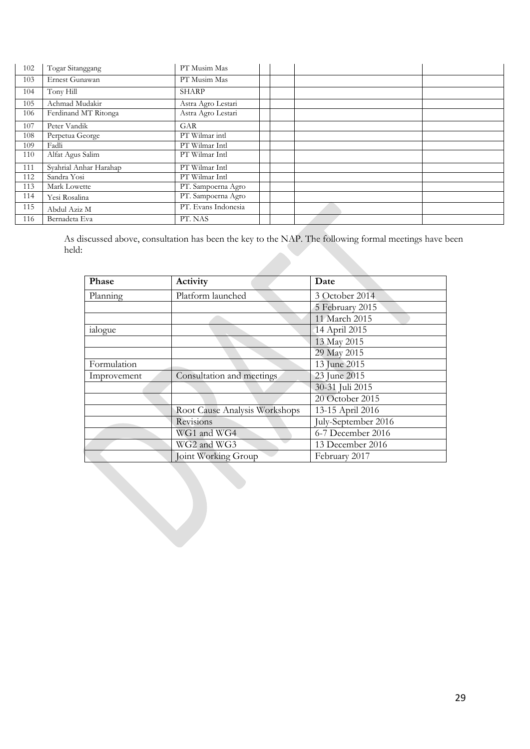| | | | | | | |
|---|---|---|---|---|---|---|
| 102 | Togar Sitanggang | PT Musim Mas | | | | |
| 103 | Ernest Gunawan | PT Musim Mas | | | | |
| 104 | Tony Hill | SHARP | | | | |
| 105 | Achmad Mudakir | Astra Agro Lestari | | | | |
| 106 | Ferdinand MT Ritonga | Astra Agro Lestari | | | | |
| 107 | Peter Vandik | GAR | | | | |
| 108 | Perpetua George | PT Wilmar intl | | | | |
| 109 | Fadli | PT Wilmar Intl | | | | |
| 110 | Alfat Agus Salim | PT Wilmar Intl | | | | |
| 111 | Syahrial Anhar Harahap | PT Wilmar Intl | | | | |
| 112 | Sandra Yosi | PT Wilmar Intl | | | | |
| 113 | Mark Lowette | PT. Sampoerna Agro | | | | |
| 114 | Yesi Rosalina | PT. Sampoerna Agro | | | | |
| 115 | Abdul Aziz M | PT. Evans Indonesia | | | | |
| 116 | Bernadeta Eva | PT. NAS | | | | |

As discussed above, consultation has been the key to the NAP. The following formal meetings have been held:

| Phase | Activity | Date |
|---|---|---|
| Planning | Platform launched | 3 October 2014 |
| | | 5 February 2015 |
| | | 11 March 2015 |
| ialogue | | 14 April 2015 |
| | | 13 May 2015 |
| | | 29 May 2015 |
| Formulation | | 13 June 2015 |
| Improvement | Consultation and meetings | 23 June 2015 |
| | | 30-31 Juli 2015 |
| | | 20 October 2015 |
| | Root Cause Analysis Workshops | 13-15 April 2016 |
| | Revisions | July-September 2016 |
| | WG1 and WG4 | 6-7 December 2016 |
| | WG2 and WG3 | 13 December 2016 |
| | Joint Working Group | February 2017 |